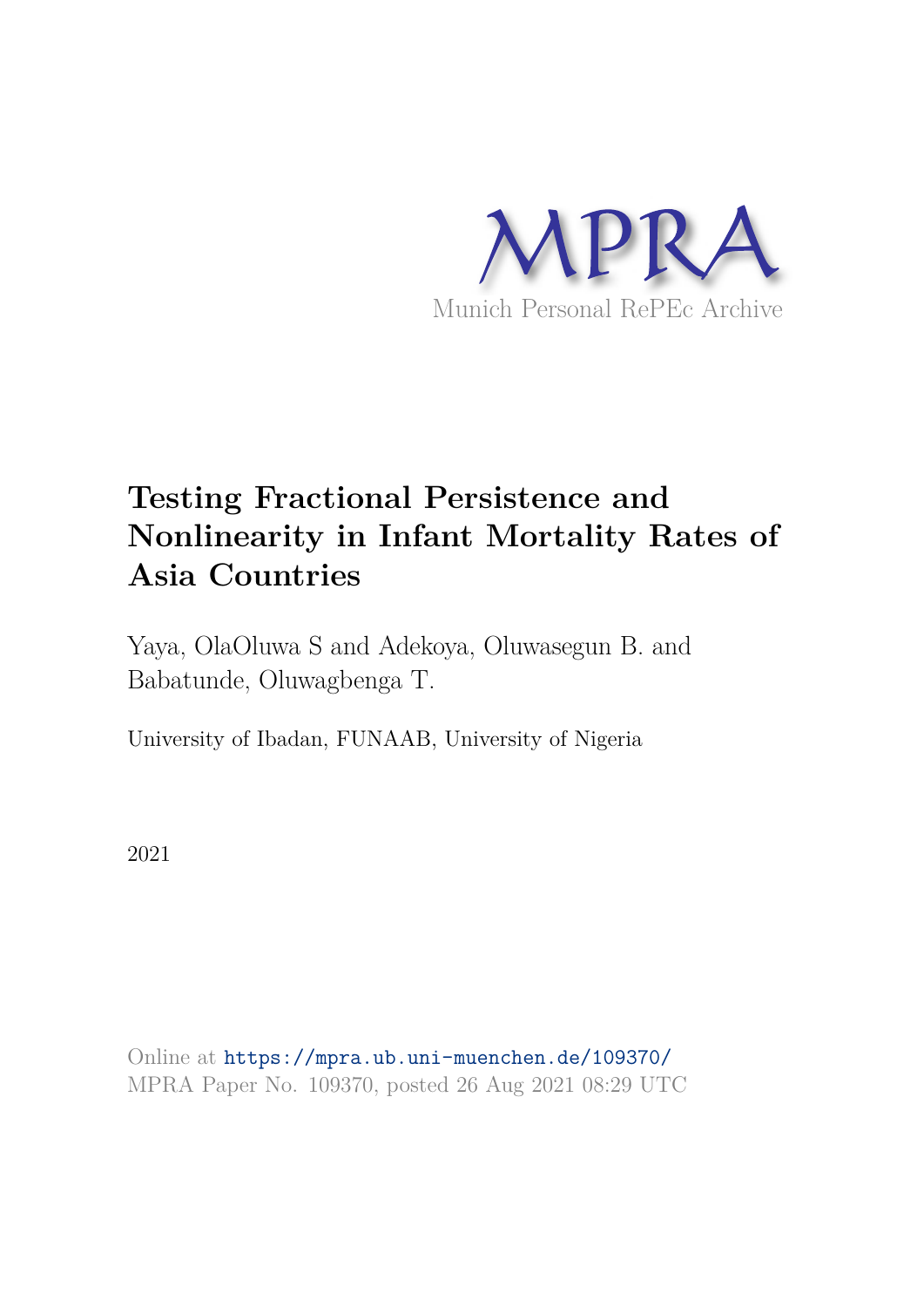MPRA

Munich Personal RePEc Archive

# Testing Fractional Persistence and Nonlinearity in Infant Mortality Rates of Asia Countries

Yaya, OlaOluwa S and Adekoya, Oluwasegun B. and Babatunde, Oluwagbenga T.

University of Ibadan, FUNAAB, University of Nigeria

2021

Online at https://mpra.ub.uni-muenchen.de/109370/
MPRA Paper No. 109370, posted 26 Aug 2021 08:29 UTC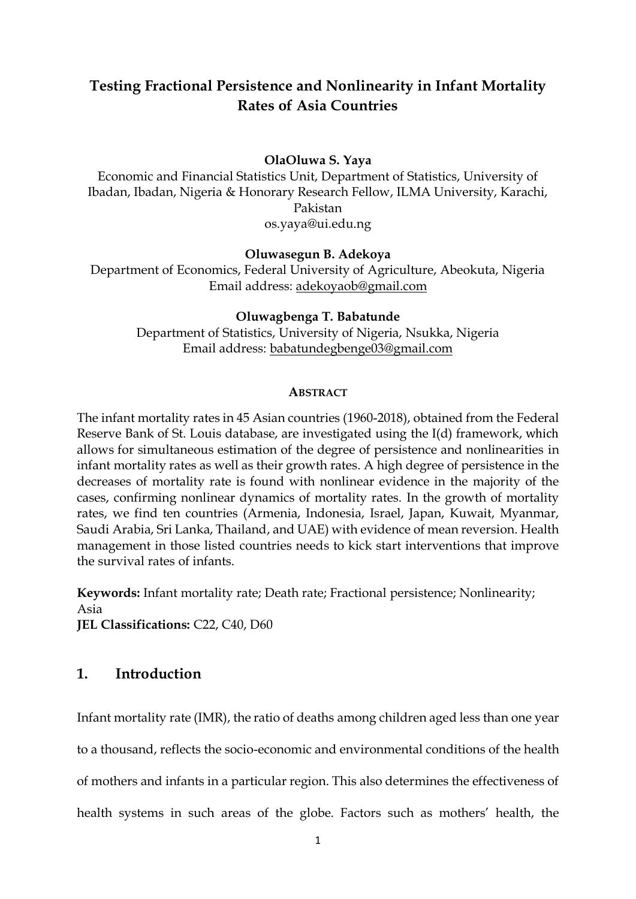# Testing Fractional Persistence and Nonlinearity in Infant Mortality Rates of Asia Countries

**OlaOluwa S. Yaya**

Economic and Financial Statistics Unit, Department of Statistics, University of Ibadan, Ibadan, Nigeria & Honorary Research Fellow, ILMA University, Karachi, Pakistan
os.yaya@ui.edu.ng

**Oluwasegun B. Adekoya**

Department of Economics, Federal University of Agriculture, Abeokuta, Nigeria
Email address: adekoyaob@gmail.com

**Oluwagbenga T. Babatunde**

Department of Statistics, University of Nigeria, Nsukka, Nigeria
Email address: babatundegbenge03@gmail.com

**ABSTRACT**

The infant mortality rates in 45 Asian countries (1960-2018), obtained from the Federal Reserve Bank of St. Louis database, are investigated using the I(d) framework, which allows for simultaneous estimation of the degree of persistence and nonlinearities in infant mortality rates as well as their growth rates. A high degree of persistence in the decreases of mortality rate is found with nonlinear evidence in the majority of the cases, confirming nonlinear dynamics of mortality rates. In the growth of mortality rates, we find ten countries (Armenia, Indonesia, Israel, Japan, Kuwait, Myanmar, Saudi Arabia, Sri Lanka, Thailand, and UAE) with evidence of mean reversion. Health management in those listed countries needs to kick start interventions that improve the survival rates of infants.

**Keywords:** Infant mortality rate; Death rate; Fractional persistence; Nonlinearity; Asia
**JEL Classifications:** C22, C40, D60

## 1. Introduction

Infant mortality rate (IMR), the ratio of deaths among children aged less than one year to a thousand, reflects the socio-economic and environmental conditions of the health of mothers and infants in a particular region. This also determines the effectiveness of health systems in such areas of the globe. Factors such as mothers' health, the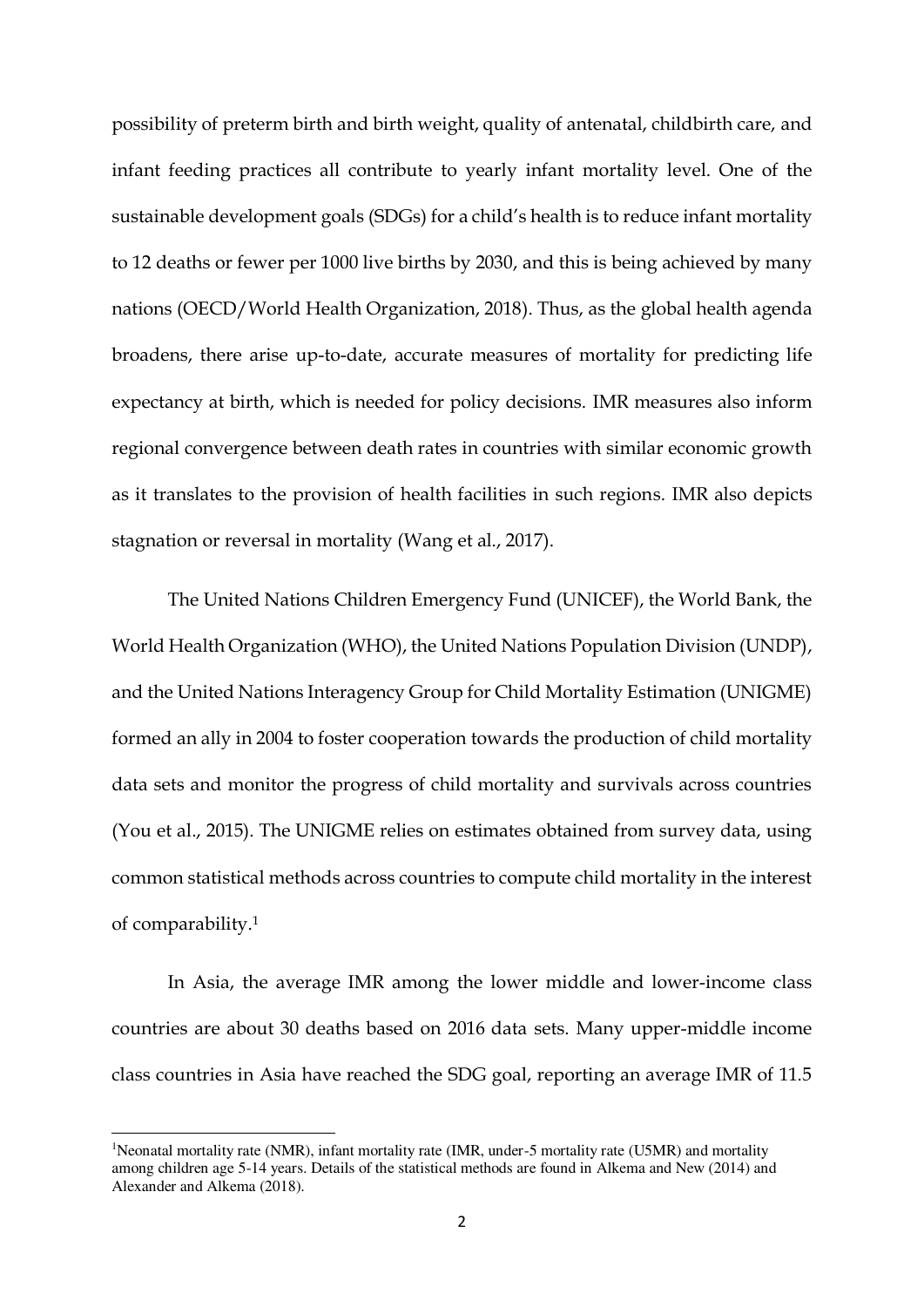possibility of preterm birth and birth weight, quality of antenatal, childbirth care, and infant feeding practices all contribute to yearly infant mortality level. One of the sustainable development goals (SDGs) for a child's health is to reduce infant mortality to 12 deaths or fewer per 1000 live births by 2030, and this is being achieved by many nations (OECD/World Health Organization, 2018). Thus, as the global health agenda broadens, there arise up-to-date, accurate measures of mortality for predicting life expectancy at birth, which is needed for policy decisions. IMR measures also inform regional convergence between death rates in countries with similar economic growth as it translates to the provision of health facilities in such regions. IMR also depicts stagnation or reversal in mortality (Wang et al., 2017).

The United Nations Children Emergency Fund (UNICEF), the World Bank, the World Health Organization (WHO), the United Nations Population Division (UNDP), and the United Nations Interagency Group for Child Mortality Estimation (UNIGME) formed an ally in 2004 to foster cooperation towards the production of child mortality data sets and monitor the progress of child mortality and survivals across countries (You et al., 2015). The UNIGME relies on estimates obtained from survey data, using common statistical methods across countries to compute child mortality in the interest of comparability.[1]

In Asia, the average IMR among the lower middle and lower-income class countries are about 30 deaths based on 2016 data sets. Many upper-middle income class countries in Asia have reached the SDG goal, reporting an average IMR of 11.5

---

[1] Neonatal mortality rate (NMR), infant mortality rate (IMR, under-5 mortality rate (U5MR) and mortality among children age 5-14 years. Details of the statistical methods are found in Alkema and New (2014) and Alexander and Alkema (2018).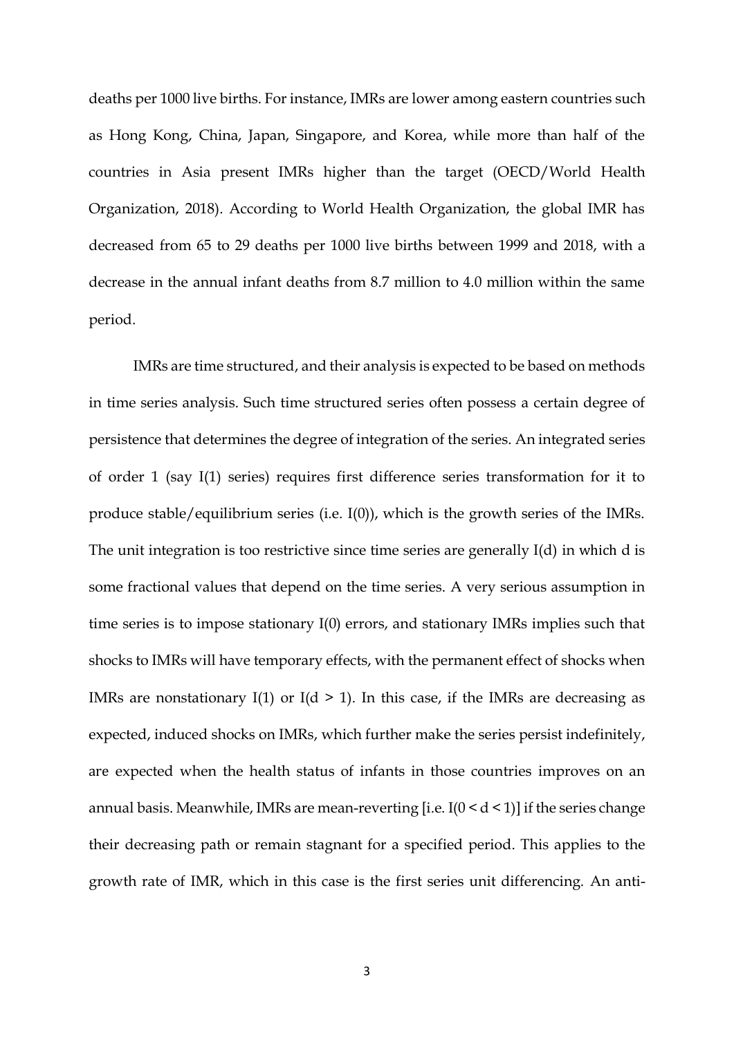deaths per 1000 live births. For instance, IMRs are lower among eastern countries such as Hong Kong, China, Japan, Singapore, and Korea, while more than half of the countries in Asia present IMRs higher than the target (OECD/World Health Organization, 2018). According to World Health Organization, the global IMR has decreased from 65 to 29 deaths per 1000 live births between 1999 and 2018, with a decrease in the annual infant deaths from 8.7 million to 4.0 million within the same period.

IMRs are time structured, and their analysis is expected to be based on methods in time series analysis. Such time structured series often possess a certain degree of persistence that determines the degree of integration of the series. An integrated series of order 1 (say I(1) series) requires first difference series transformation for it to produce stable/equilibrium series (i.e. I(0)), which is the growth series of the IMRs. The unit integration is too restrictive since time series are generally I(d) in which d is some fractional values that depend on the time series. A very serious assumption in time series is to impose stationary I(0) errors, and stationary IMRs implies such that shocks to IMRs will have temporary effects, with the permanent effect of shocks when IMRs are nonstationary I(1) or I($d > 1$). In this case, if the IMRs are decreasing as expected, induced shocks on IMRs, which further make the series persist indefinitely, are expected when the health status of infants in those countries improves on an annual basis. Meanwhile, IMRs are mean-reverting [i.e. I($0 < d < 1$)] if the series change their decreasing path or remain stagnant for a specified period. This applies to the growth rate of IMR, which in this case is the first series unit differencing. An anti-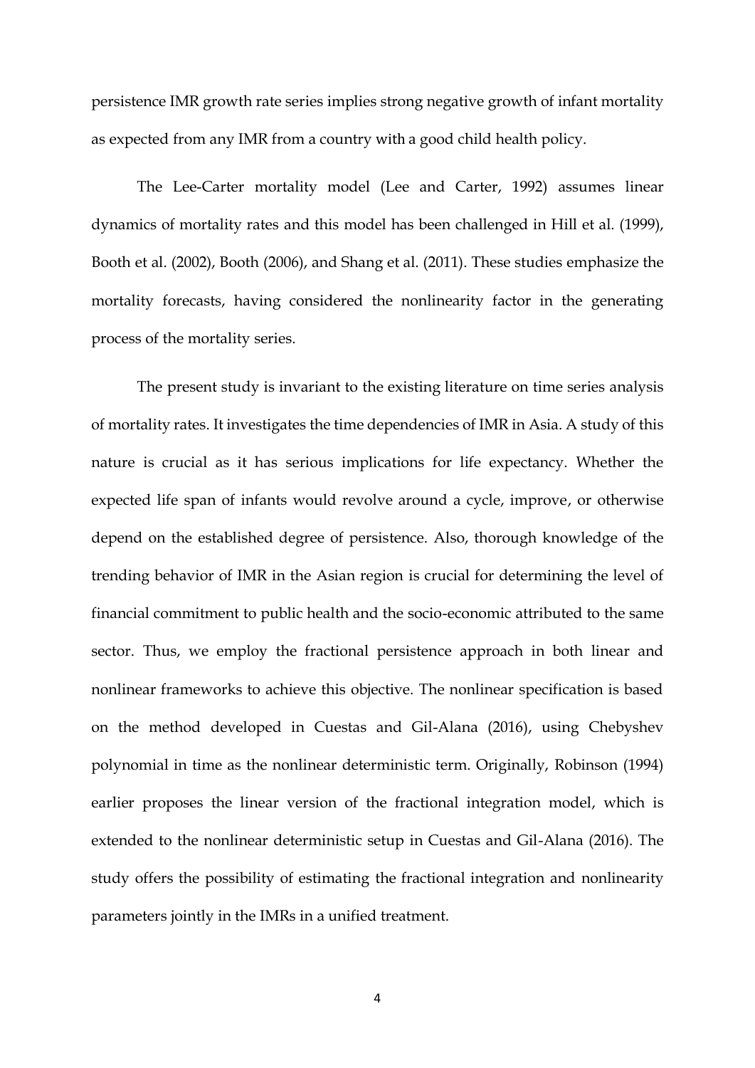persistence IMR growth rate series implies strong negative growth of infant mortality as expected from any IMR from a country with a good child health policy.

The Lee-Carter mortality model (Lee and Carter, 1992) assumes linear dynamics of mortality rates and this model has been challenged in Hill et al. (1999), Booth et al. (2002), Booth (2006), and Shang et al. (2011). These studies emphasize the mortality forecasts, having considered the nonlinearity factor in the generating process of the mortality series.

The present study is invariant to the existing literature on time series analysis of mortality rates. It investigates the time dependencies of IMR in Asia. A study of this nature is crucial as it has serious implications for life expectancy. Whether the expected life span of infants would revolve around a cycle, improve, or otherwise depend on the established degree of persistence. Also, thorough knowledge of the trending behavior of IMR in the Asian region is crucial for determining the level of financial commitment to public health and the socio-economic attributed to the same sector. Thus, we employ the fractional persistence approach in both linear and nonlinear frameworks to achieve this objective. The nonlinear specification is based on the method developed in Cuestas and Gil-Alana (2016), using Chebyshev polynomial in time as the nonlinear deterministic term. Originally, Robinson (1994) earlier proposes the linear version of the fractional integration model, which is extended to the nonlinear deterministic setup in Cuestas and Gil-Alana (2016). The study offers the possibility of estimating the fractional integration and nonlinearity parameters jointly in the IMRs in a unified treatment.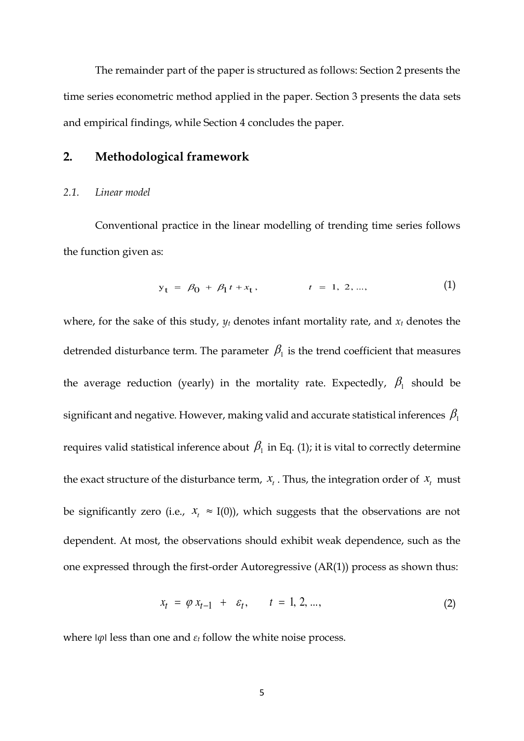The remainder part of the paper is structured as follows: Section 2 presents the time series econometric method applied in the paper. Section 3 presents the data sets and empirical findings, while Section 4 concludes the paper.

## 2. Methodological framework

### *2.1. Linear model*

Conventional practice in the linear modelling of trending time series follows the function given as:

$$y_t = \beta_0 + \beta_1 t + x_t, \qquad t = 1, 2, ..., \tag{1}$$

where, for the sake of this study, $y_t$ denotes infant mortality rate, and $x_t$ denotes the detrended disturbance term. The parameter $\beta_1$ is the trend coefficient that measures the average reduction (yearly) in the mortality rate. Expectedly, $\beta_1$ should be significant and negative. However, making valid and accurate statistical inferences $\beta_1$ requires valid statistical inference about $\beta_1$ in Eq. (1); it is vital to correctly determine the exact structure of the disturbance term, $x_t$. Thus, the integration order of $x_t$ must be significantly zero (i.e., $x_t \approx$ I(0)), which suggests that the observations are not dependent. At most, the observations should exhibit weak dependence, such as the one expressed through the first-order Autoregressive (AR(1)) process as shown thus:

$$x_t = \varphi x_{t-1} + \varepsilon_t, \qquad t = 1, 2, ..., \tag{2}$$

where $|\varphi|$ less than one and $\varepsilon_t$ follow the white noise process.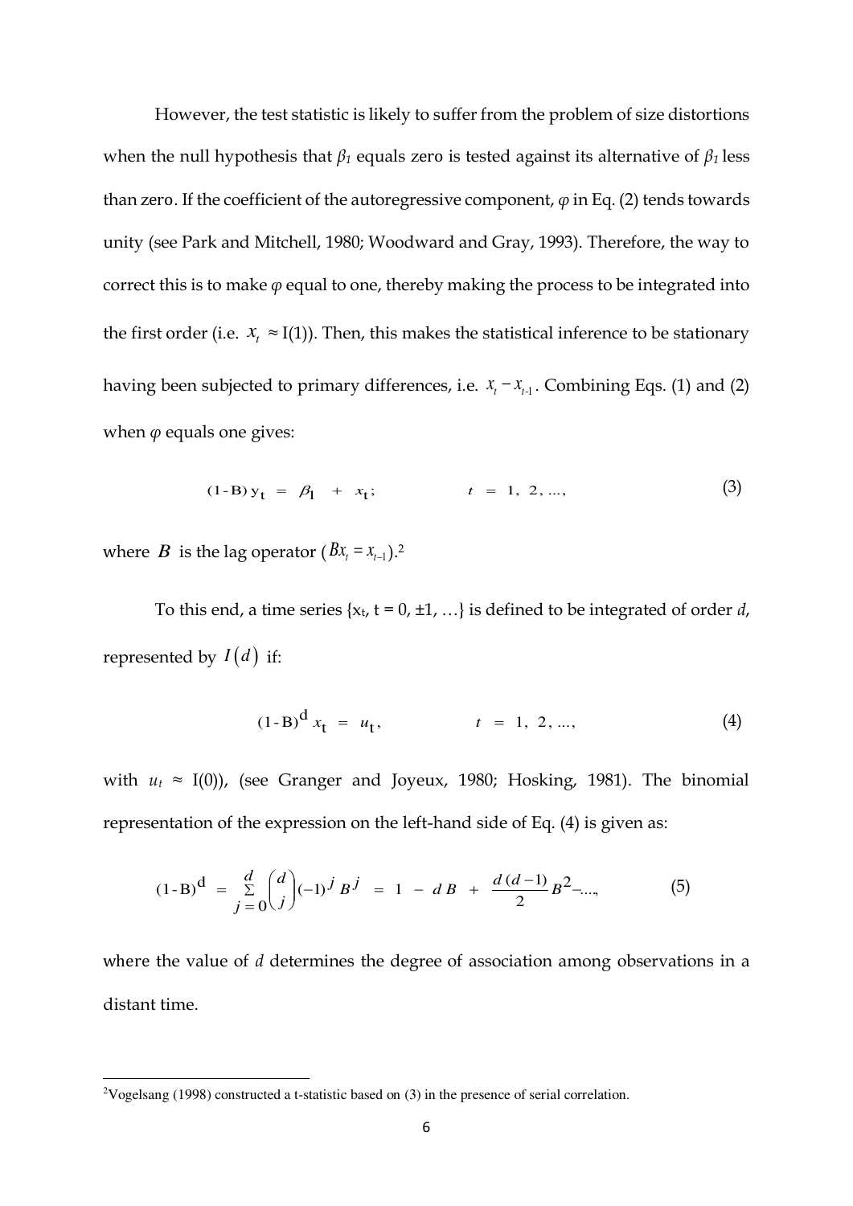However, the test statistic is likely to suffer from the problem of size distortions when the null hypothesis that $\beta_1$ equals zero is tested against its alternative of $\beta_1$ less than zero. If the coefficient of the autoregressive component, $\varphi$ in Eq. (2) tends towards unity (see Park and Mitchell, 1980; Woodward and Gray, 1993). Therefore, the way to correct this is to make $\varphi$ equal to one, thereby making the process to be integrated into the first order (i.e. $x_t \approx$ I(1)). Then, this makes the statistical inference to be stationary having been subjected to primary differences, i.e. $x_t - x_{t-1}$. Combining Eqs. (1) and (2) when $\varphi$ equals one gives:

$$(1-B)\, y_t = \beta_1 + x_t; \qquad t = 1, 2, ..., \tag{3}$$

where $B$ is the lag operator ($Bx_t = x_{t-1}$).[2]

To this end, a time series {$x_t$, t = 0, ±1, …} is defined to be integrated of order *d*, represented by $I(d)$ if:

$$(1-B)^d\, x_t = u_t, \qquad t = 1, 2, ..., \tag{4}$$

with $u_t \approx$ I(0)), (see Granger and Joyeux, 1980; Hosking, 1981). The binomial representation of the expression on the left-hand side of Eq. (4) is given as:

$$(1-B)^d = \sum_{j=0}^{d} \binom{d}{j} (-1)^j B^j = 1 - dB + \frac{d(d-1)}{2} B^2 - ..., \tag{5}$$

where the value of *d* determines the degree of association among observations in a distant time.

[2] Vogelsang (1998) constructed a t-statistic based on (3) in the presence of serial correlation.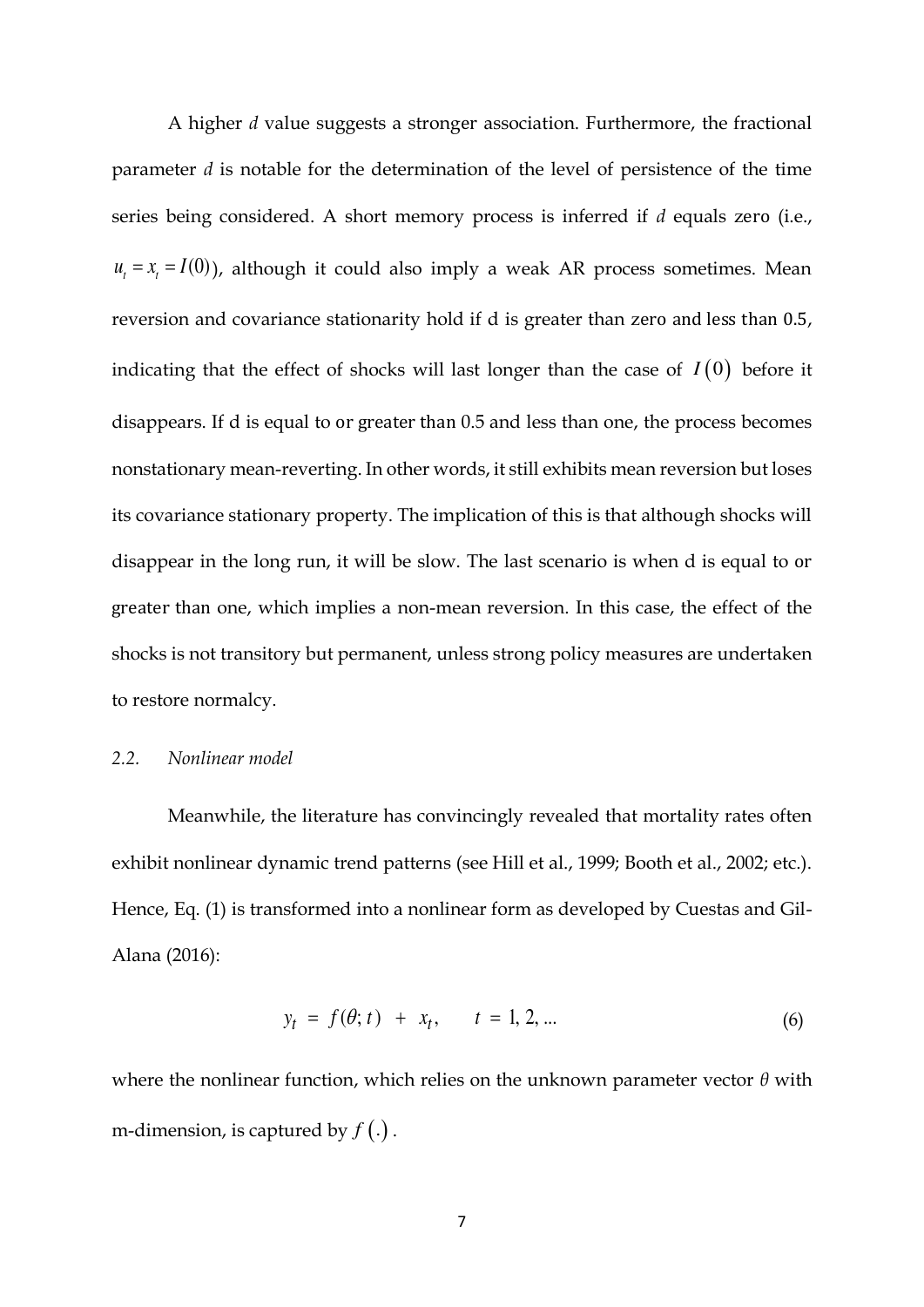A higher $d$ value suggests a stronger association. Furthermore, the fractional parameter $d$ is notable for the determination of the level of persistence of the time series being considered. A short memory process is inferred if $d$ equals zero (i.e., $u_t = x_t = I(0)$), although it could also imply a weak AR process sometimes. Mean reversion and covariance stationarity hold if d is greater than zero and less than 0.5, indicating that the effect of shocks will last longer than the case of $I(0)$ before it disappears. If d is equal to or greater than 0.5 and less than one, the process becomes nonstationary mean-reverting. In other words, it still exhibits mean reversion but loses its covariance stationary property. The implication of this is that although shocks will disappear in the long run, it will be slow. The last scenario is when d is equal to or greater than one, which implies a non-mean reversion. In this case, the effect of the shocks is not transitory but permanent, unless strong policy measures are undertaken to restore normalcy.

### *2.2. Nonlinear model*

Meanwhile, the literature has convincingly revealed that mortality rates often exhibit nonlinear dynamic trend patterns (see Hill et al., 1999; Booth et al., 2002; etc.). Hence, Eq. (1) is transformed into a nonlinear form as developed by Cuestas and Gil-Alana (2016):

$$y_t = f(\theta; t) + x_t, \qquad t = 1, 2, \dots \tag{6}$$

where the nonlinear function, which relies on the unknown parameter vector $\theta$ with m-dimension, is captured by $f(.)$.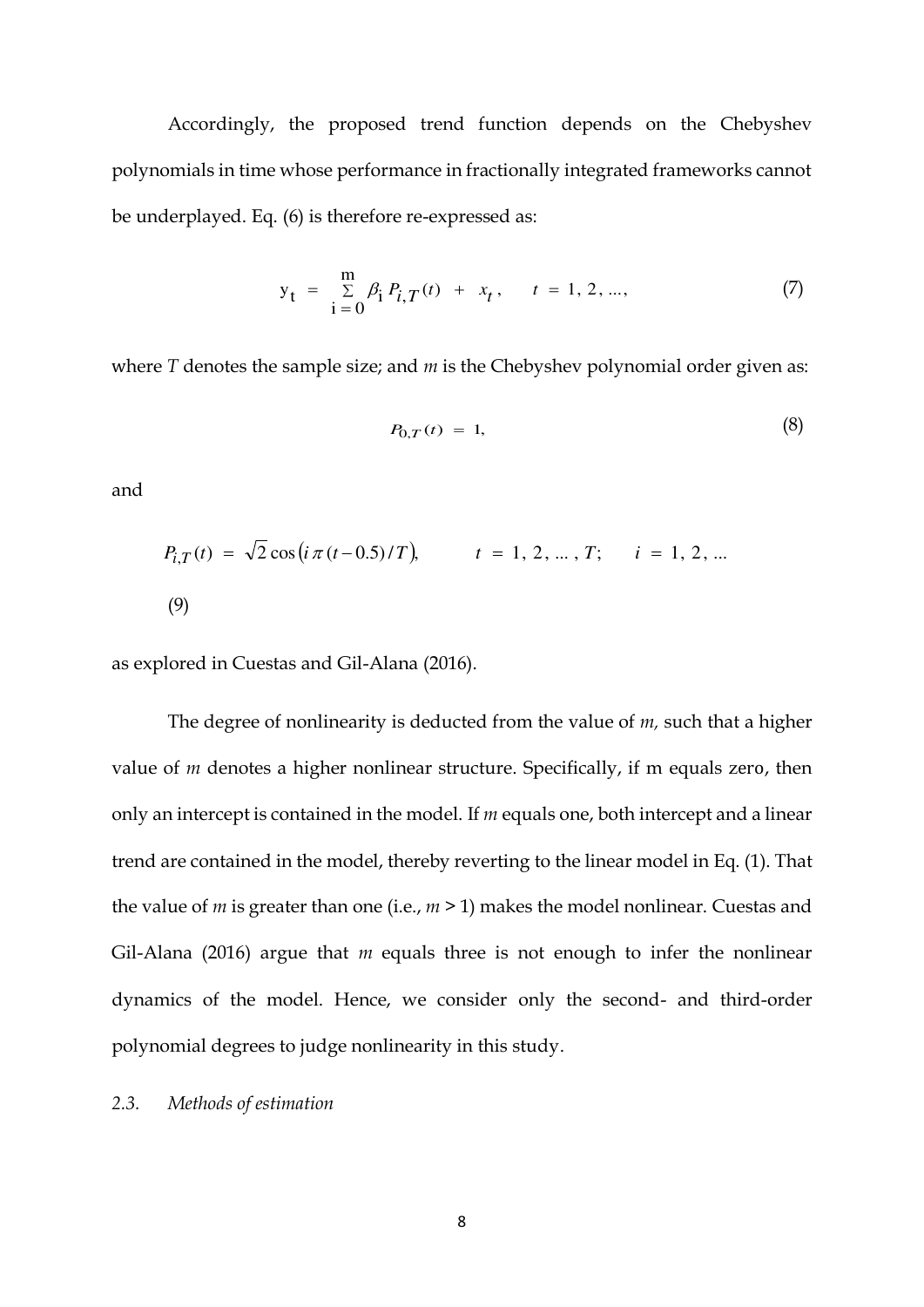Accordingly, the proposed trend function depends on the Chebyshev polynomials in time whose performance in fractionally integrated frameworks cannot be underplayed. Eq. (6) is therefore re-expressed as:

$$y_t = \sum_{i=0}^{m} \beta_i P_{i,T}(t) + x_t, \qquad t = 1, 2, ..., \tag{7}$$

where $T$ denotes the sample size; and $m$ is the Chebyshev polynomial order given as:

$$P_{0,T}(t) = 1, \tag{8}$$

and

$$P_{i,T}(t) = \sqrt{2}\cos\left(i\,\pi\,(t - 0.5)/T\right), \qquad t = 1, 2, ..., T; \quad i = 1, 2, ... \tag{9}$$

as explored in Cuestas and Gil-Alana (2016).

The degree of nonlinearity is deducted from the value of $m$, such that a higher value of $m$ denotes a higher nonlinear structure. Specifically, if m equals zero, then only an intercept is contained in the model. If $m$ equals one, both intercept and a linear trend are contained in the model, thereby reverting to the linear model in Eq. (1). That the value of $m$ is greater than one (i.e., $m > 1$) makes the model nonlinear. Cuestas and Gil-Alana (2016) argue that $m$ equals three is not enough to infer the nonlinear dynamics of the model. Hence, we consider only the second- and third-order polynomial degrees to judge nonlinearity in this study.

### *2.3. Methods of estimation*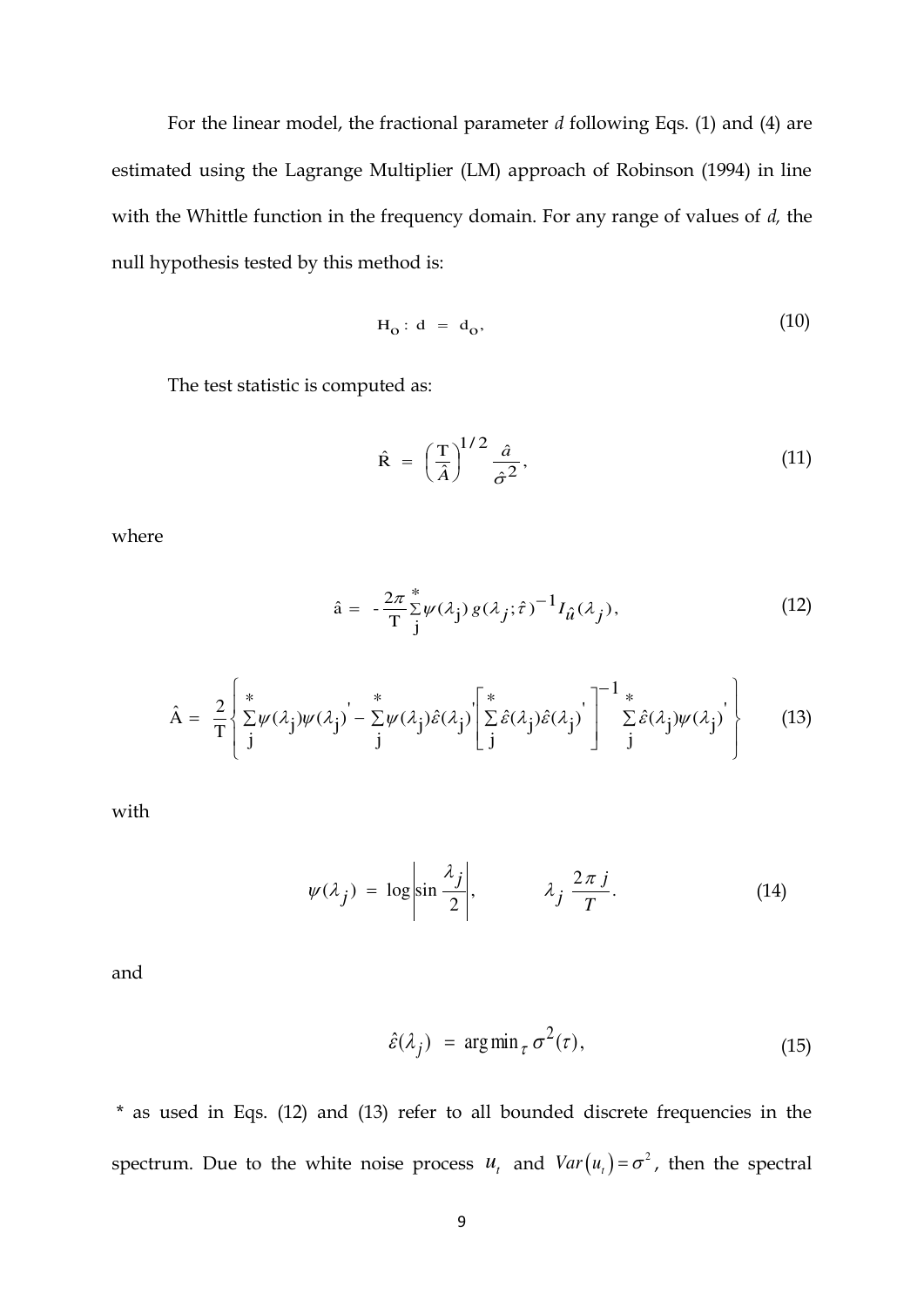For the linear model, the fractional parameter *d* following Eqs. (1) and (4) are estimated using the Lagrange Multiplier (LM) approach of Robinson (1994) in line with the Whittle function in the frequency domain. For any range of values of *d,* the null hypothesis tested by this method is:

$$\mathrm{H_O} : \mathrm{d} \ = \ \mathrm{d_O}, \tag{10}$$

The test statistic is computed as:

$$\hat{\mathrm{R}} \ = \ \left(\frac{\mathrm{T}}{\hat{A}}\right)^{1/2} \frac{\hat{a}}{\hat{\sigma}^2}, \tag{11}$$

where

$$\hat{\mathrm{a}} \ = \ -\frac{2\pi}{\mathrm{T}} \sum_{\mathrm{j}}^{*} \psi(\lambda_{\mathrm{j}})\, g(\lambda_j;\hat{\tau})^{-1} I_{\hat{u}}(\lambda_j), \tag{12}$$

$$\hat{\mathrm{A}} = \ \frac{2}{\mathrm{T}} \left\{ \sum_{\mathrm{j}}^{*} \psi(\lambda_{\mathrm{j}})\psi(\lambda_{\mathrm{j}})' - \sum_{\mathrm{j}}^{*} \psi(\lambda_{\mathrm{j}})\hat{\varepsilon}(\lambda_{\mathrm{j}})' \left[ \sum_{\mathrm{j}}^{*} \hat{\varepsilon}(\lambda_{\mathrm{j}})\hat{\varepsilon}(\lambda_{\mathrm{j}})' \right]^{-1} \sum_{\mathrm{j}}^{*} \hat{\varepsilon}(\lambda_{\mathrm{j}})\psi(\lambda_{\mathrm{j}})' \right\} \tag{13}$$

with

$$\psi(\lambda_j) \ = \ \log\left|\sin\frac{\lambda_j}{2}\right|, \qquad \lambda_j \ \frac{2\pi\, j}{T}. \tag{14}$$

and

$$\hat{\varepsilon}(\lambda_j) \ = \ \arg\min_{\tau} \sigma^2(\tau), \tag{15}$$

\* as used in Eqs. (12) and (13) refer to all bounded discrete frequencies in the spectrum. Due to the white noise process $u_t$ and $Var(u_t) = \sigma^2$, then the spectral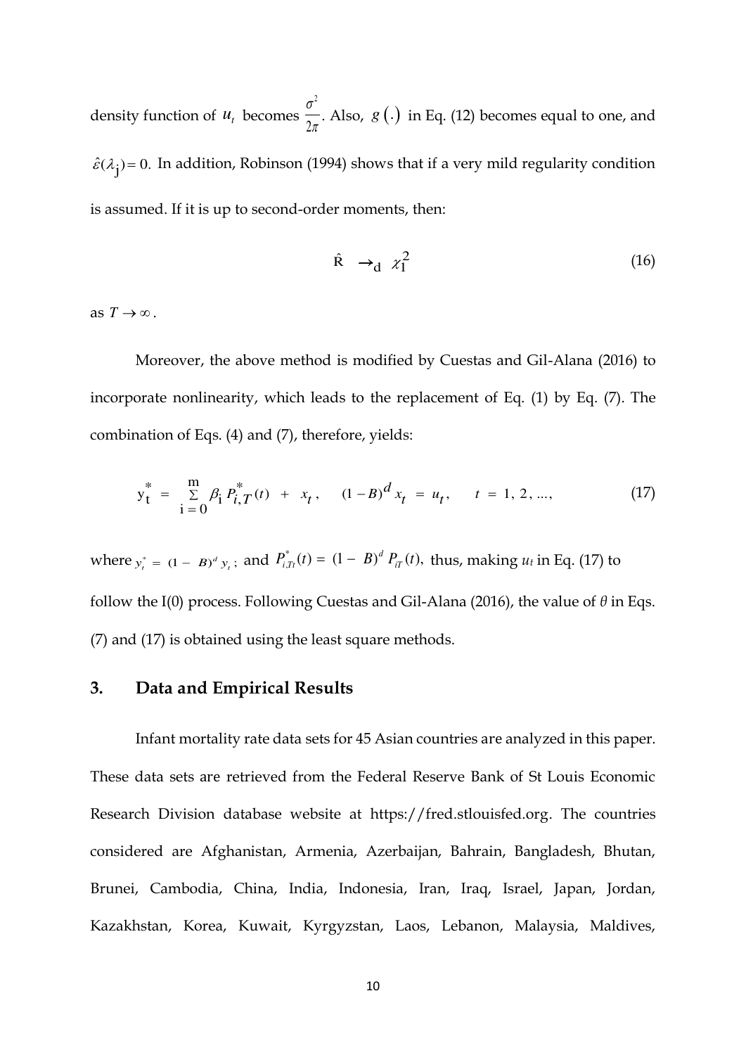density function of $u_t$ becomes $\frac{\sigma^2}{2\pi}$. Also, $g(.)$ in Eq. (12) becomes equal to one, and $\hat{\varepsilon}(\lambda_j) = 0.$ In addition, Robinson (1994) shows that if a very mild regularity condition is assumed. If it is up to second-order moments, then:

$$\hat{R} \rightarrow_d \chi_1^2 \tag{16}$$

as $T \rightarrow \infty$.

Moreover, the above method is modified by Cuestas and Gil-Alana (2016) to incorporate nonlinearity, which leads to the replacement of Eq. (1) by Eq. (7). The combination of Eqs. (4) and (7), therefore, yields:

$$y_t^* = \sum_{i=0}^{m} \beta_i P_{i,T}^*(t) + x_t, \quad (1-B)^d x_t = u_t, \quad t = 1, 2, \ldots, \tag{17}$$

where $y_t^* = (1 - B)^d y_t$; and $P_{i,Tt}^*(t) = (1 - B)^d P_{iT}(t)$, thus, making $u_t$ in Eq. (17) to follow the I(0) process. Following Cuestas and Gil-Alana (2016), the value of $\theta$ in Eqs. (7) and (17) is obtained using the least square methods.

## 3. Data and Empirical Results

Infant mortality rate data sets for 45 Asian countries are analyzed in this paper. These data sets are retrieved from the Federal Reserve Bank of St Louis Economic Research Division database website at https://fred.stlouisfed.org. The countries considered are Afghanistan, Armenia, Azerbaijan, Bahrain, Bangladesh, Bhutan, Brunei, Cambodia, China, India, Indonesia, Iran, Iraq, Israel, Japan, Jordan, Kazakhstan, Korea, Kuwait, Kyrgyzstan, Laos, Lebanon, Malaysia, Maldives,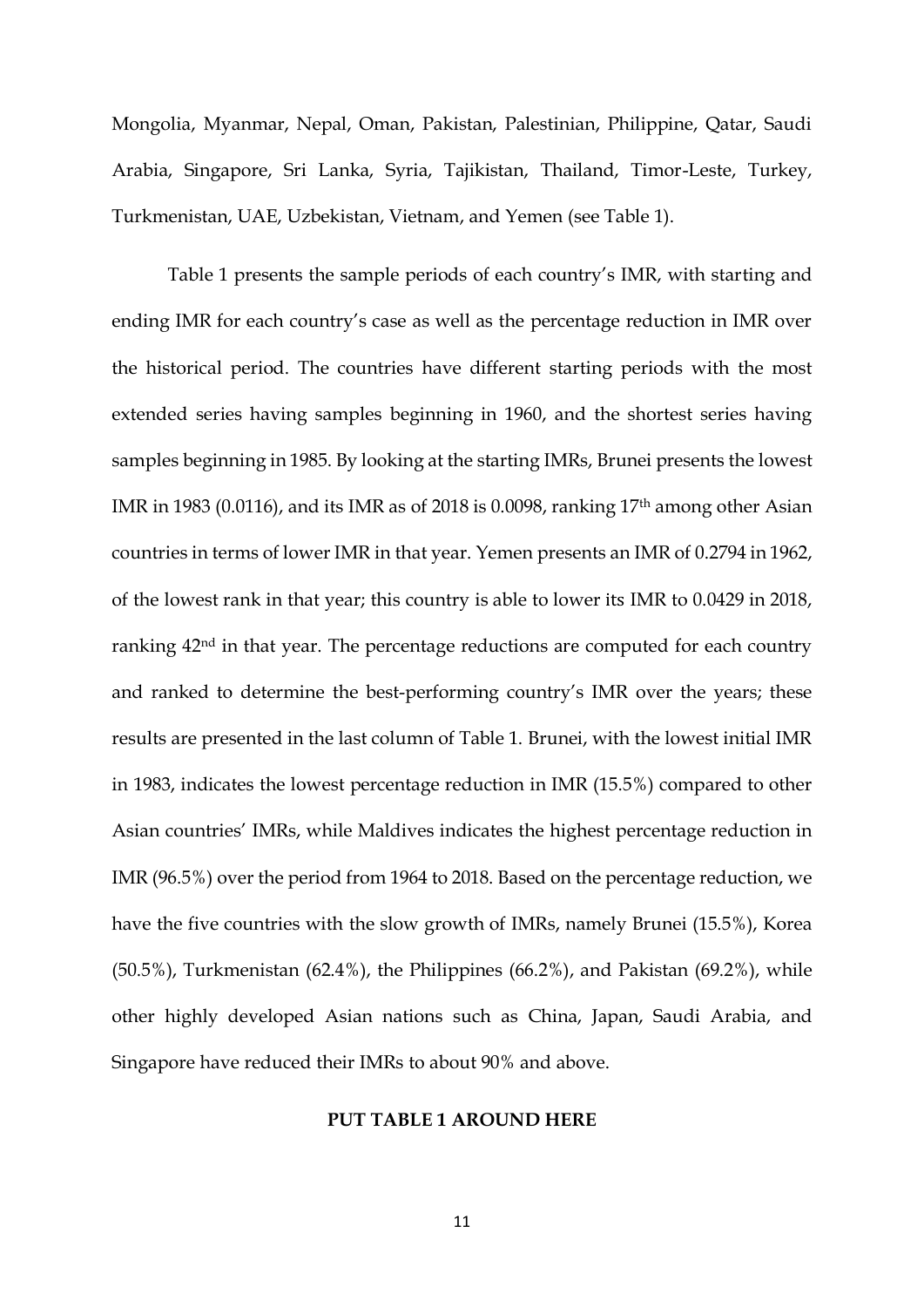Mongolia, Myanmar, Nepal, Oman, Pakistan, Palestinian, Philippine, Qatar, Saudi Arabia, Singapore, Sri Lanka, Syria, Tajikistan, Thailand, Timor-Leste, Turkey, Turkmenistan, UAE, Uzbekistan, Vietnam, and Yemen (see Table 1).

Table 1 presents the sample periods of each country's IMR, with starting and ending IMR for each country's case as well as the percentage reduction in IMR over the historical period. The countries have different starting periods with the most extended series having samples beginning in 1960, and the shortest series having samples beginning in 1985. By looking at the starting IMRs, Brunei presents the lowest IMR in 1983 (0.0116), and its IMR as of 2018 is 0.0098, ranking 17th among other Asian countries in terms of lower IMR in that year. Yemen presents an IMR of 0.2794 in 1962, of the lowest rank in that year; this country is able to lower its IMR to 0.0429 in 2018, ranking 42nd in that year. The percentage reductions are computed for each country and ranked to determine the best-performing country's IMR over the years; these results are presented in the last column of Table 1. Brunei, with the lowest initial IMR in 1983, indicates the lowest percentage reduction in IMR (15.5%) compared to other Asian countries' IMRs, while Maldives indicates the highest percentage reduction in IMR (96.5%) over the period from 1964 to 2018. Based on the percentage reduction, we have the five countries with the slow growth of IMRs, namely Brunei (15.5%), Korea (50.5%), Turkmenistan (62.4%), the Philippines (66.2%), and Pakistan (69.2%), while other highly developed Asian nations such as China, Japan, Saudi Arabia, and Singapore have reduced their IMRs to about 90% and above.

**PUT TABLE 1 AROUND HERE**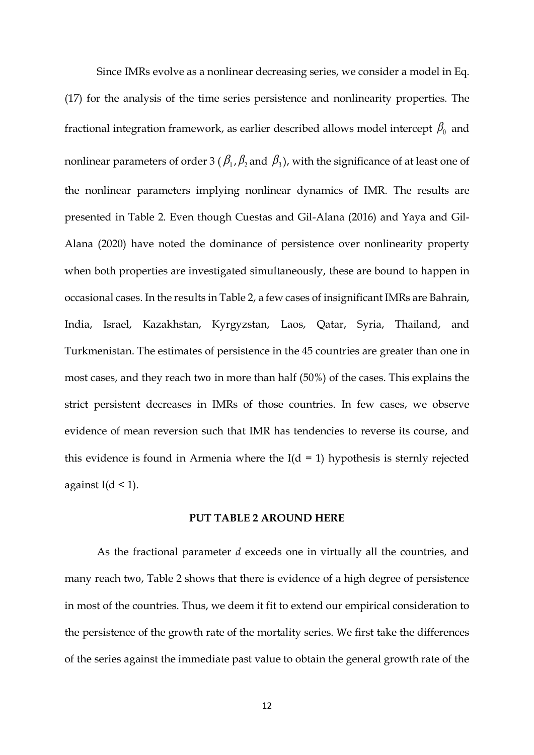Since IMRs evolve as a nonlinear decreasing series, we consider a model in Eq. (17) for the analysis of the time series persistence and nonlinearity properties. The fractional integration framework, as earlier described allows model intercept $\beta_0$ and nonlinear parameters of order 3 ($\beta_1$, $\beta_2$ and $\beta_3$), with the significance of at least one of the nonlinear parameters implying nonlinear dynamics of IMR. The results are presented in Table 2. Even though Cuestas and Gil-Alana (2016) and Yaya and Gil-Alana (2020) have noted the dominance of persistence over nonlinearity property when both properties are investigated simultaneously, these are bound to happen in occasional cases. In the results in Table 2, a few cases of insignificant IMRs are Bahrain, India, Israel, Kazakhstan, Kyrgyzstan, Laos, Qatar, Syria, Thailand, and Turkmenistan. The estimates of persistence in the 45 countries are greater than one in most cases, and they reach two in more than half (50%) of the cases. This explains the strict persistent decreases in IMRs of those countries. In few cases, we observe evidence of mean reversion such that IMR has tendencies to reverse its course, and this evidence is found in Armenia where the I(d = 1) hypothesis is sternly rejected against I(d < 1).

**PUT TABLE 2 AROUND HERE**

As the fractional parameter *d* exceeds one in virtually all the countries, and many reach two, Table 2 shows that there is evidence of a high degree of persistence in most of the countries. Thus, we deem it fit to extend our empirical consideration to the persistence of the growth rate of the mortality series. We first take the differences of the series against the immediate past value to obtain the general growth rate of the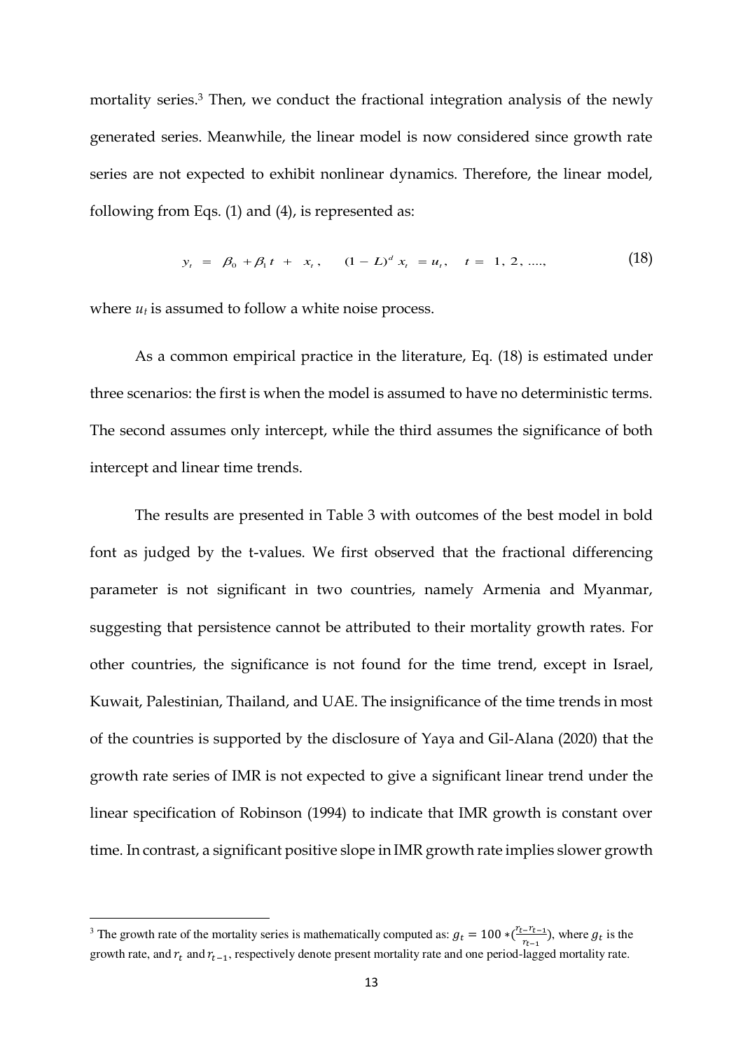mortality series.[3] Then, we conduct the fractional integration analysis of the newly generated series. Meanwhile, the linear model is now considered since growth rate series are not expected to exhibit nonlinear dynamics. Therefore, the linear model, following from Eqs. (1) and (4), is represented as:

$$y_t = \beta_0 + \beta_1 t + x_t, \quad (1 - L)^d x_t = u_t, \quad t = 1, 2, ...., \tag{18}$$

where $u_t$ is assumed to follow a white noise process.

As a common empirical practice in the literature, Eq. (18) is estimated under three scenarios: the first is when the model is assumed to have no deterministic terms. The second assumes only intercept, while the third assumes the significance of both intercept and linear time trends.

The results are presented in Table 3 with outcomes of the best model in bold font as judged by the t-values. We first observed that the fractional differencing parameter is not significant in two countries, namely Armenia and Myanmar, suggesting that persistence cannot be attributed to their mortality growth rates. For other countries, the significance is not found for the time trend, except in Israel, Kuwait, Palestinian, Thailand, and UAE. The insignificance of the time trends in most of the countries is supported by the disclosure of Yaya and Gil-Alana (2020) that the growth rate series of IMR is not expected to give a significant linear trend under the linear specification of Robinson (1994) to indicate that IMR growth is constant over time. In contrast, a significant positive slope in IMR growth rate implies slower growth

[3] The growth rate of the mortality series is mathematically computed as: $g_t = 100 * (\frac{r_t - r_{t-1}}{r_{t-1}})$, where $g_t$ is the growth rate, and $r_t$ and $r_{t-1}$, respectively denote present mortality rate and one period-lagged mortality rate.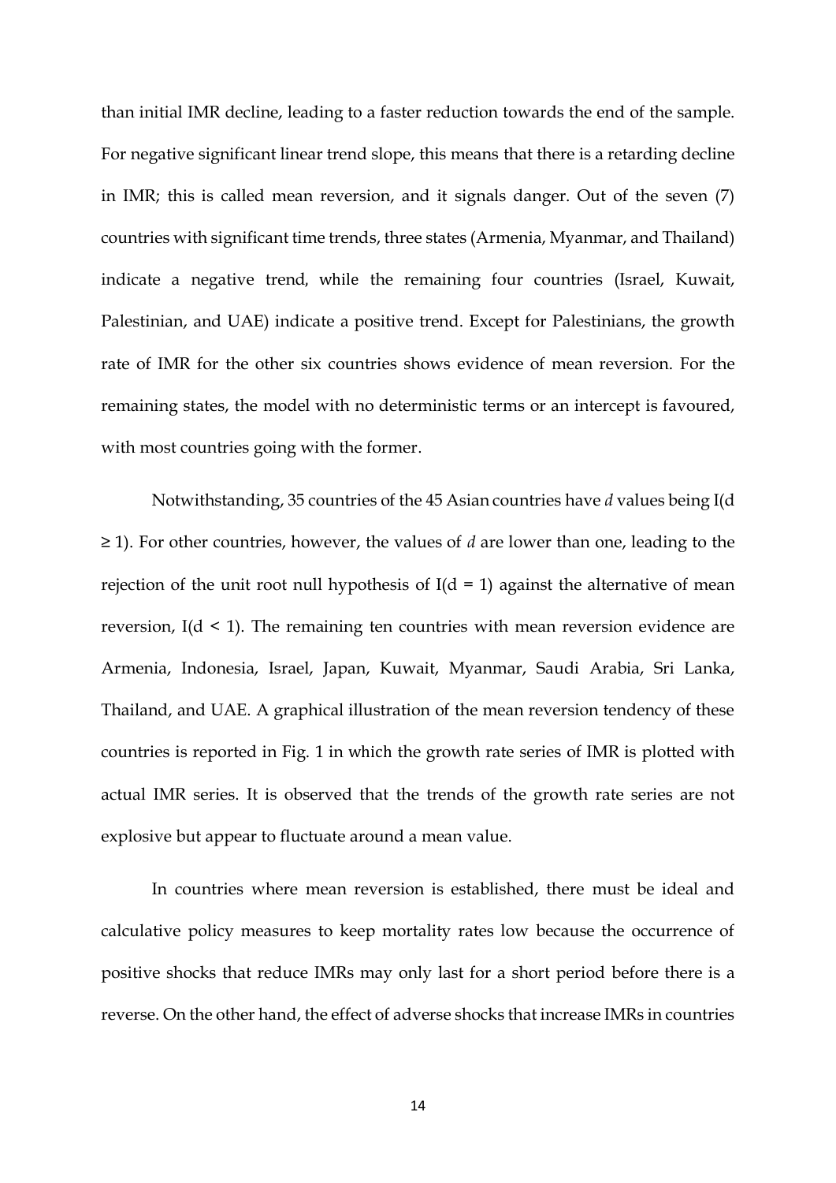than initial IMR decline, leading to a faster reduction towards the end of the sample. For negative significant linear trend slope, this means that there is a retarding decline in IMR; this is called mean reversion, and it signals danger. Out of the seven (7) countries with significant time trends, three states (Armenia, Myanmar, and Thailand) indicate a negative trend, while the remaining four countries (Israel, Kuwait, Palestinian, and UAE) indicate a positive trend. Except for Palestinians, the growth rate of IMR for the other six countries shows evidence of mean reversion. For the remaining states, the model with no deterministic terms or an intercept is favoured, with most countries going with the former.

Notwithstanding, 35 countries of the 45 Asian countries have *d* values being I(d ≥ 1). For other countries, however, the values of *d* are lower than one, leading to the rejection of the unit root null hypothesis of I(d = 1) against the alternative of mean reversion, I(d < 1). The remaining ten countries with mean reversion evidence are Armenia, Indonesia, Israel, Japan, Kuwait, Myanmar, Saudi Arabia, Sri Lanka, Thailand, and UAE. A graphical illustration of the mean reversion tendency of these countries is reported in Fig. 1 in which the growth rate series of IMR is plotted with actual IMR series. It is observed that the trends of the growth rate series are not explosive but appear to fluctuate around a mean value.

In countries where mean reversion is established, there must be ideal and calculative policy measures to keep mortality rates low because the occurrence of positive shocks that reduce IMRs may only last for a short period before there is a reverse. On the other hand, the effect of adverse shocks that increase IMRs in countries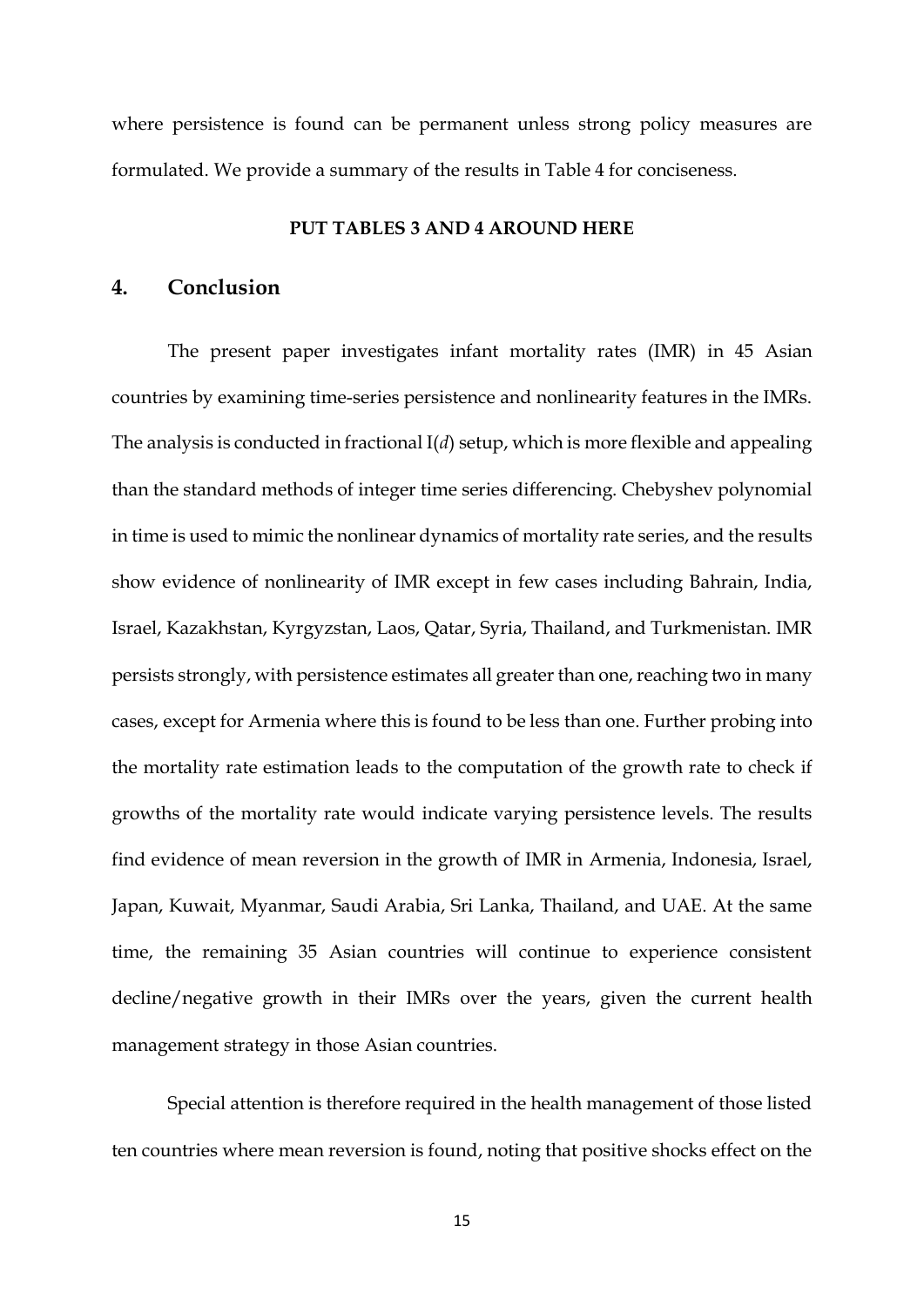where persistence is found can be permanent unless strong policy measures are formulated. We provide a summary of the results in Table 4 for conciseness.

**PUT TABLES 3 AND 4 AROUND HERE**

## 4. Conclusion

The present paper investigates infant mortality rates (IMR) in 45 Asian countries by examining time-series persistence and nonlinearity features in the IMRs. The analysis is conducted in fractional I($d$) setup, which is more flexible and appealing than the standard methods of integer time series differencing. Chebyshev polynomial in time is used to mimic the nonlinear dynamics of mortality rate series, and the results show evidence of nonlinearity of IMR except in few cases including Bahrain, India, Israel, Kazakhstan, Kyrgyzstan, Laos, Qatar, Syria, Thailand, and Turkmenistan. IMR persists strongly, with persistence estimates all greater than one, reaching two in many cases, except for Armenia where this is found to be less than one. Further probing into the mortality rate estimation leads to the computation of the growth rate to check if growths of the mortality rate would indicate varying persistence levels. The results find evidence of mean reversion in the growth of IMR in Armenia, Indonesia, Israel, Japan, Kuwait, Myanmar, Saudi Arabia, Sri Lanka, Thailand, and UAE. At the same time, the remaining 35 Asian countries will continue to experience consistent decline/negative growth in their IMRs over the years, given the current health management strategy in those Asian countries.

Special attention is therefore required in the health management of those listed ten countries where mean reversion is found, noting that positive shocks effect on the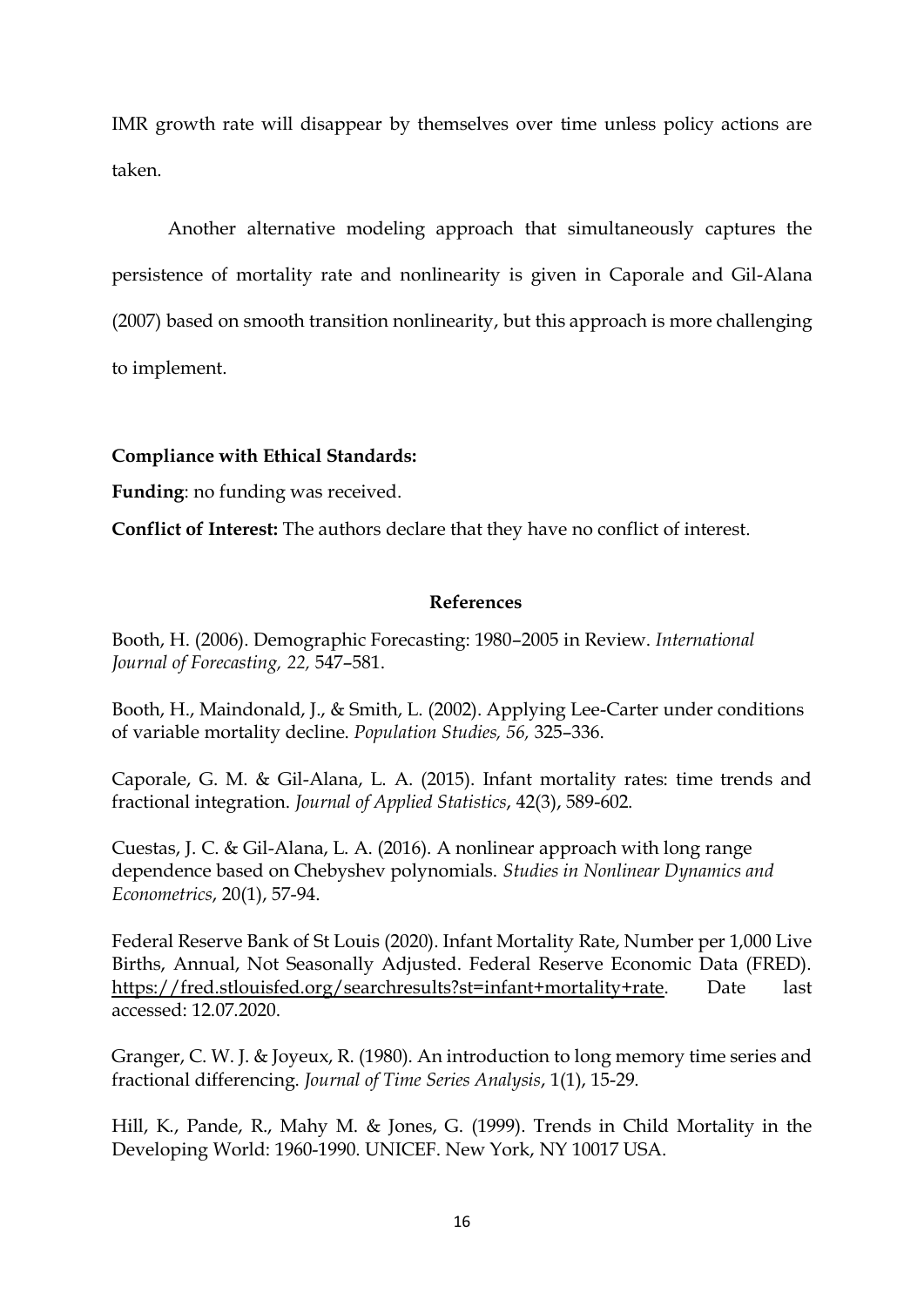IMR growth rate will disappear by themselves over time unless policy actions are taken.

Another alternative modeling approach that simultaneously captures the persistence of mortality rate and nonlinearity is given in Caporale and Gil-Alana (2007) based on smooth transition nonlinearity, but this approach is more challenging to implement.

**Compliance with Ethical Standards:**

**Funding**: no funding was received.

**Conflict of Interest:** The authors declare that they have no conflict of interest.

## References

Booth, H. (2006). Demographic Forecasting: 1980–2005 in Review. *International Journal of Forecasting, 22,* 547–581.

Booth, H., Maindonald, J., & Smith, L. (2002). Applying Lee-Carter under conditions of variable mortality decline. *Population Studies, 56,* 325–336.

Caporale, G. M. & Gil-Alana, L. A. (2015). Infant mortality rates: time trends and fractional integration. *Journal of Applied Statistics*, 42(3), 589-602.

Cuestas, J. C. & Gil-Alana, L. A. (2016). A nonlinear approach with long range dependence based on Chebyshev polynomials. *Studies in Nonlinear Dynamics and Econometrics*, 20(1), 57-94.

Federal Reserve Bank of St Louis (2020). Infant Mortality Rate, Number per 1,000 Live Births, Annual, Not Seasonally Adjusted. Federal Reserve Economic Data (FRED). https://fred.stlouisfed.org/searchresults?st=infant+mortality+rate. Date last accessed: 12.07.2020.

Granger, C. W. J. & Joyeux, R. (1980). An introduction to long memory time series and fractional differencing. *Journal of Time Series Analysis*, 1(1), 15-29.

Hill, K., Pande, R., Mahy M. & Jones, G. (1999). Trends in Child Mortality in the Developing World: 1960-1990. UNICEF. New York, NY 10017 USA.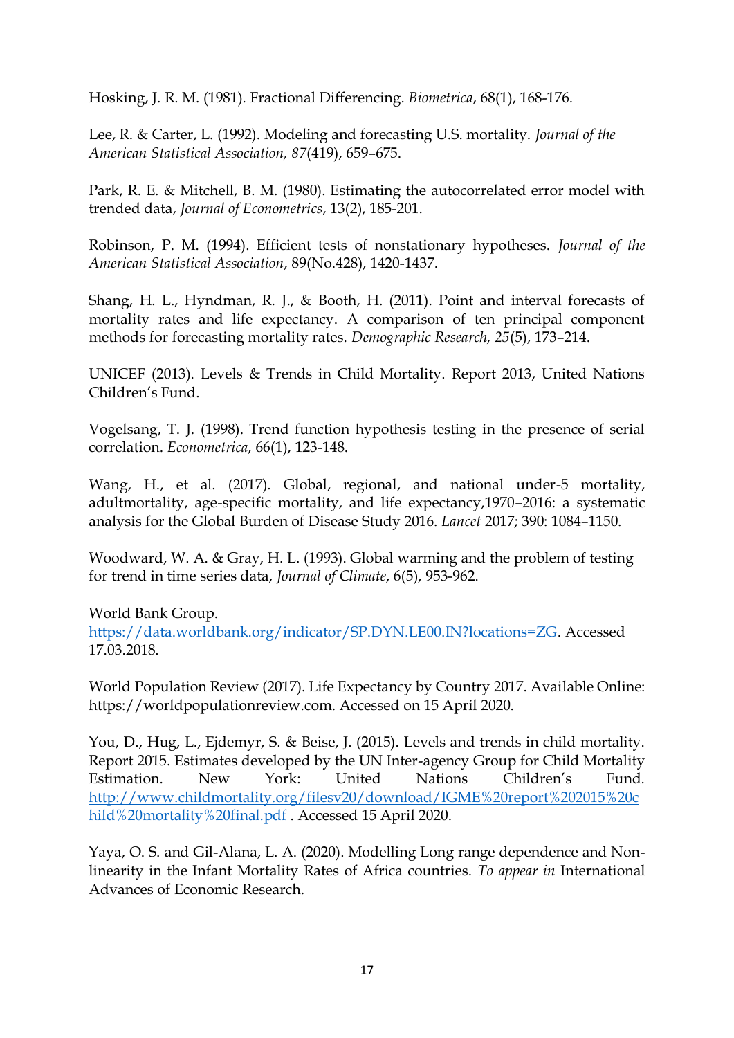Hosking, J. R. M. (1981). Fractional Differencing. *Biometrica*, 68(1), 168-176.

Lee, R. & Carter, L. (1992). Modeling and forecasting U.S. mortality. *Journal of the American Statistical Association, 87*(419), 659–675.

Park, R. E. & Mitchell, B. M. (1980). Estimating the autocorrelated error model with trended data, *Journal of Econometrics*, 13(2), 185-201.

Robinson, P. M. (1994). Efficient tests of nonstationary hypotheses. *Journal of the American Statistical Association*, 89(No.428), 1420-1437.

Shang, H. L., Hyndman, R. J., & Booth, H. (2011). Point and interval forecasts of mortality rates and life expectancy. A comparison of ten principal component methods for forecasting mortality rates. *Demographic Research, 25*(5), 173–214.

UNICEF (2013). Levels & Trends in Child Mortality. Report 2013, United Nations Children's Fund.

Vogelsang, T. J. (1998). Trend function hypothesis testing in the presence of serial correlation. *Econometrica*, 66(1), 123-148.

Wang, H., et al. (2017). Global, regional, and national under-5 mortality, adultmortality, age-specific mortality, and life expectancy,1970–2016: a systematic analysis for the Global Burden of Disease Study 2016. *Lancet* 2017; 390: 1084–1150.

Woodward, W. A. & Gray, H. L. (1993). Global warming and the problem of testing for trend in time series data, *Journal of Climate*, 6(5), 953-962.

World Bank Group. https://data.worldbank.org/indicator/SP.DYN.LE00.IN?locations=ZG. Accessed 17.03.2018.

World Population Review (2017). Life Expectancy by Country 2017. Available Online: https://worldpopulationreview.com. Accessed on 15 April 2020.

You, D., Hug, L., Ejdemyr, S. & Beise, J. (2015). Levels and trends in child mortality. Report 2015. Estimates developed by the UN Inter-agency Group for Child Mortality Estimation. New York: United Nations Children's Fund. http://www.childmortality.org/filesv20/download/IGME%20report%202015%20child%20mortality%20final.pdf . Accessed 15 April 2020.

Yaya, O. S. and Gil-Alana, L. A. (2020). Modelling Long range dependence and Non-linearity in the Infant Mortality Rates of Africa countries. *To appear in* International Advances of Economic Research.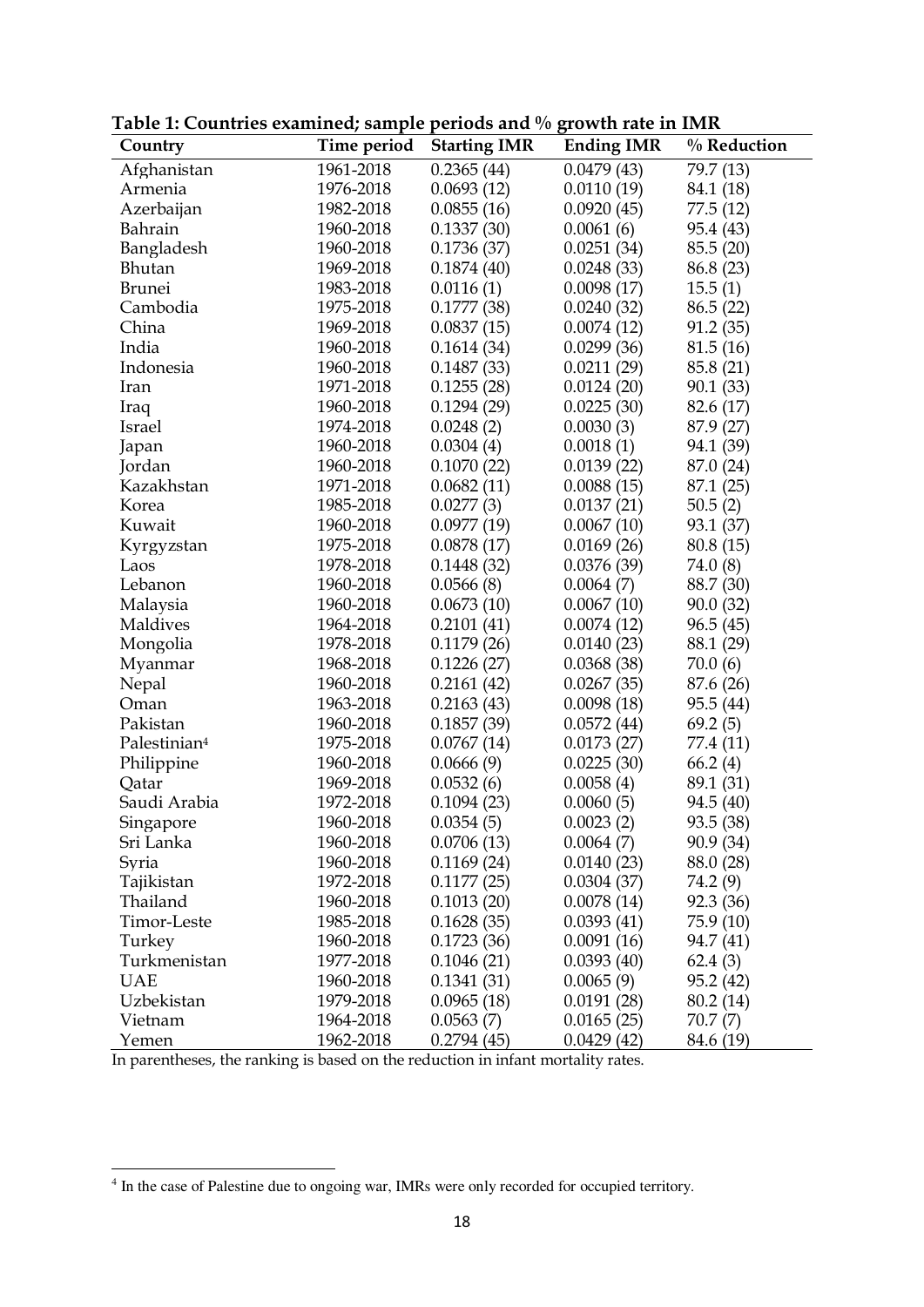**Table 1: Countries examined; sample periods and % growth rate in IMR**

| Country | Time period | Starting IMR | Ending IMR | % Reduction |
|---|---|---|---|---|
| Afghanistan | 1961-2018 | 0.2365 (44) | 0.0479 (43) | 79.7 (13) |
| Armenia | 1976-2018 | 0.0693 (12) | 0.0110 (19) | 84.1 (18) |
| Azerbaijan | 1982-2018 | 0.0855 (16) | 0.0920 (45) | 77.5 (12) |
| Bahrain | 1960-2018 | 0.1337 (30) | 0.0061 (6) | 95.4 (43) |
| Bangladesh | 1960-2018 | 0.1736 (37) | 0.0251 (34) | 85.5 (20) |
| Bhutan | 1969-2018 | 0.1874 (40) | 0.0248 (33) | 86.8 (23) |
| Brunei | 1983-2018 | 0.0116 (1) | 0.0098 (17) | 15.5 (1) |
| Cambodia | 1975-2018 | 0.1777 (38) | 0.0240 (32) | 86.5 (22) |
| China | 1969-2018 | 0.0837 (15) | 0.0074 (12) | 91.2 (35) |
| India | 1960-2018 | 0.1614 (34) | 0.0299 (36) | 81.5 (16) |
| Indonesia | 1960-2018 | 0.1487 (33) | 0.0211 (29) | 85.8 (21) |
| Iran | 1971-2018 | 0.1255 (28) | 0.0124 (20) | 90.1 (33) |
| Iraq | 1960-2018 | 0.1294 (29) | 0.0225 (30) | 82.6 (17) |
| Israel | 1974-2018 | 0.0248 (2) | 0.0030 (3) | 87.9 (27) |
| Japan | 1960-2018 | 0.0304 (4) | 0.0018 (1) | 94.1 (39) |
| Jordan | 1960-2018 | 0.1070 (22) | 0.0139 (22) | 87.0 (24) |
| Kazakhstan | 1971-2018 | 0.0682 (11) | 0.0088 (15) | 87.1 (25) |
| Korea | 1985-2018 | 0.0277 (3) | 0.0137 (21) | 50.5 (2) |
| Kuwait | 1960-2018 | 0.0977 (19) | 0.0067 (10) | 93.1 (37) |
| Kyrgyzstan | 1975-2018 | 0.0878 (17) | 0.0169 (26) | 80.8 (15) |
| Laos | 1978-2018 | 0.1448 (32) | 0.0376 (39) | 74.0 (8) |
| Lebanon | 1960-2018 | 0.0566 (8) | 0.0064 (7) | 88.7 (30) |
| Malaysia | 1960-2018 | 0.0673 (10) | 0.0067 (10) | 90.0 (32) |
| Maldives | 1964-2018 | 0.2101 (41) | 0.0074 (12) | 96.5 (45) |
| Mongolia | 1978-2018 | 0.1179 (26) | 0.0140 (23) | 88.1 (29) |
| Myanmar | 1968-2018 | 0.1226 (27) | 0.0368 (38) | 70.0 (6) |
| Nepal | 1960-2018 | 0.2161 (42) | 0.0267 (35) | 87.6 (26) |
| Oman | 1963-2018 | 0.2163 (43) | 0.0098 (18) | 95.5 (44) |
| Pakistan | 1960-2018 | 0.1857 (39) | 0.0572 (44) | 69.2 (5) |
| Palestinian[4] | 1975-2018 | 0.0767 (14) | 0.0173 (27) | 77.4 (11) |
| Philippine | 1960-2018 | 0.0666 (9) | 0.0225 (30) | 66.2 (4) |
| Qatar | 1969-2018 | 0.0532 (6) | 0.0058 (4) | 89.1 (31) |
| Saudi Arabia | 1972-2018 | 0.1094 (23) | 0.0060 (5) | 94.5 (40) |
| Singapore | 1960-2018 | 0.0354 (5) | 0.0023 (2) | 93.5 (38) |
| Sri Lanka | 1960-2018 | 0.0706 (13) | 0.0064 (7) | 90.9 (34) |
| Syria | 1960-2018 | 0.1169 (24) | 0.0140 (23) | 88.0 (28) |
| Tajikistan | 1972-2018 | 0.1177 (25) | 0.0304 (37) | 74.2 (9) |
| Thailand | 1960-2018 | 0.1013 (20) | 0.0078 (14) | 92.3 (36) |
| Timor-Leste | 1985-2018 | 0.1628 (35) | 0.0393 (41) | 75.9 (10) |
| Turkey | 1960-2018 | 0.1723 (36) | 0.0091 (16) | 94.7 (41) |
| Turkmenistan | 1977-2018 | 0.1046 (21) | 0.0393 (40) | 62.4 (3) |
| UAE | 1960-2018 | 0.1341 (31) | 0.0065 (9) | 95.2 (42) |
| Uzbekistan | 1979-2018 | 0.0965 (18) | 0.0191 (28) | 80.2 (14) |
| Vietnam | 1964-2018 | 0.0563 (7) | 0.0165 (25) | 70.7 (7) |
| Yemen | 1962-2018 | 0.2794 (45) | 0.0429 (42) | 84.6 (19) |

In parentheses, the ranking is based on the reduction in infant mortality rates.

[4] In the case of Palestine due to ongoing war, IMRs were only recorded for occupied territory.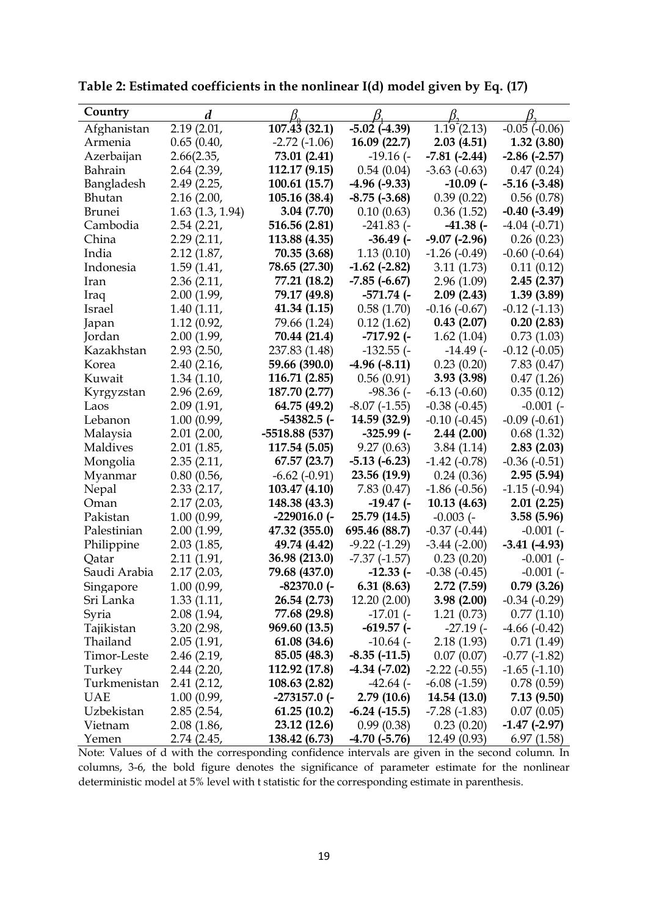**Table 2: Estimated coefficients in the nonlinear I(d) model given by Eq. (17)**

| Country | $d$ | $\beta_0$ | $\beta_1$ | $\beta_2$ | $\beta_3$ |
|---|---|---|---|---|---|
| Afghanistan | 2.19 (2.01, | **107.43 (32.1)** | **-5.02 (-4.39)** | 1.19 (2.13) | -0.05 (-0.06) |
| Armenia | 0.65 (0.40, | -2.72 (-1.06) | **16.09 (22.7)** | **2.03 (4.51)** | **1.32 (3.80)** |
| Azerbaijan | 2.66(2.35, | **73.01 (2.41)** | -19.16 (- | **-7.81 (-2.44)** | **-2.86 (-2.57)** |
| Bahrain | 2.64 (2.39, | **112.17 (9.15)** | 0.54 (0.04) | -3.63 (-0.63) | 0.47 (0.24) |
| Bangladesh | 2.49 (2.25, | **100.61 (15.7)** | **-4.96 (-9.33)** | **-10.09 (-** | **-5.16 (-3.48)** |
| Bhutan | 2.16 (2.00, | **105.16 (38.4)** | **-8.75 (-3.68)** | 0.39 (0.22) | 0.56 (0.78) |
| Brunei | 1.63 (1.3, 1.94) | **3.04 (7.70)** | 0.10 (0.63) | 0.36 (1.52) | **-0.40 (-3.49)** |
| Cambodia | 2.54 (2.21, | **516.56 (2.81)** | -241.83 (- | **-41.38 (-** | -4.04 (-0.71) |
| China | 2.29 (2.11, | **113.88 (4.35)** | **-36.49 (-** | **-9.07 (-2.96)** | 0.26 (0.23) |
| India | 2.12 (1.87, | **70.35 (3.68)** | 1.13 (0.10) | -1.26 (-0.49) | -0.60 (-0.64) |
| Indonesia | 1.59 (1.41, | **78.65 (27.30)** | **-1.62 (-2.82)** | 3.11 (1.73) | 0.11 (0.12) |
| Iran | 2.36 (2.11, | **77.21 (18.2)** | **-7.85 (-6.67)** | 2.96 (1.09) | **2.45 (2.37)** |
| Iraq | 2.00 (1.99, | **79.17 (49.8)** | **-571.74 (-** | **2.09 (2.43)** | **1.39 (3.89)** |
| Israel | 1.40 (1.11, | **41.34 (1.15)** | 0.58 (1.70) | -0.16 (-0.67) | -0.12 (-1.13) |
| Japan | 1.12 (0.92, | 79.66 (1.24) | 0.12 (1.62) | **0.43 (2.07)** | **0.20 (2.83)** |
| Jordan | 2.00 (1.99, | **70.44 (21.4)** | **-717.92 (-** | 1.62 (1.04) | 0.73 (1.03) |
| Kazakhstan | 2.93 (2.50, | 237.83 (1.48) | -132.55 (- | -14.49 (- | -0.12 (-0.05) |
| Korea | 2.40 (2.16, | **59.66 (390.0)** | **-4.96 (-8.11)** | 0.23 (0.20) | 7.83 (0.47) |
| Kuwait | 1.34 (1.10, | **116.71 (2.85)** | 0.56 (0.91) | **3.93 (3.98)** | 0.47 (1.26) |
| Kyrgyzstan | 2.96 (2.69, | **187.70 (2.77)** | -98.36 (- | -6.13 (-0.60) | 0.35 (0.12) |
| Laos | 2.09 (1.91, | **64.75 (49.2)** | -8.07 (-1.55) | -0.38 (-0.45) | -0.001 (- |
| Lebanon | 1.00 (0.99, | **-54382.5 (-** | **14.59 (32.9)** | -0.10 (-0.45) | -0.09 (-0.61) |
| Malaysia | 2.01 (2.00, | **-5518.88 (537)** | **-325.99 (-** | **2.44 (2.00)** | 0.68 (1.32) |
| Maldives | 2.01 (1.85, | **117.54 (5.05)** | 9.27 (0.63) | 3.84 (1.14) | **2.83 (2.03)** |
| Mongolia | 2.35 (2.11, | **67.57 (23.7)** | **-5.13 (-6.23)** | -1.42 (-0.78) | -0.36 (-0.51) |
| Myanmar | 0.80 (0.56, | -6.62 (-0.91) | **23.56 (19.9)** | 0.24 (0.36) | **2.95 (5.94)** |
| Nepal | 2.33 (2.17, | **103.47 (4.10)** | 7.83 (0.47) | -1.86 (-0.56) | -1.15 (-0.94) |
| Oman | 2.17 (2.03, | **148.38 (43.3)** | **-19.47 (-** | **10.13 (4.63)** | **2.01 (2.25)** |
| Pakistan | 1.00 (0.99, | **-229016.0 (-** | **25.79 (14.5)** | -0.003 (- | **3.58 (5.96)** |
| Palestinian | 2.00 (1.99, | **47.32 (355.0)** | **695.46 (88.7)** | -0.37 (-0.44) | -0.001 (- |
| Philippine | 2.03 (1.85, | **49.74 (4.42)** | -9.22 (-1.29) | -3.44 (-2.00) | **-3.41 (-4.93)** |
| Qatar | 2.11 (1.91, | **36.98 (213.0)** | -7.37 (-1.57) | 0.23 (0.20) | -0.001 (- |
| Saudi Arabia | 2.17 (2.03, | **79.68 (437.0)** | **-12.33 (-** | -0.38 (-0.45) | -0.001 (- |
| Singapore | 1.00 (0.99, | **-82370.0 (-** | **6.31 (8.63)** | **2.72 (7.59)** | **0.79 (3.26)** |
| Sri Lanka | 1.33 (1.11, | **26.54 (2.73)** | 12.20 (2.00) | **3.98 (2.00)** | -0.34 (-0.29) |
| Syria | 2.08 (1.94, | **77.68 (29.8)** | -17.01 (- | 1.21 (0.73) | 0.77 (1.10) |
| Tajikistan | 3.20 (2.98, | **969.60 (13.5)** | **-619.57 (-** | -27.19 (- | -4.66 (-0.42) |
| Thailand | 2.05 (1.91, | **61.08 (34.6)** | -10.64 (- | 2.18 (1.93) | 0.71 (1.49) |
| Timor-Leste | 2.46 (2.19, | **85.05 (48.3)** | **-8.35 (-11.5)** | 0.07 (0.07) | -0.77 (-1.82) |
| Turkey | 2.44 (2.20, | **112.92 (17.8)** | **-4.34 (-7.02)** | -2.22 (-0.55) | -1.65 (-1.10) |
| Turkmenistan | 2.41 (2.12, | **108.63 (2.82)** | -42.64 (- | -6.08 (-1.59) | 0.78 (0.59) |
| UAE | 1.00 (0.99, | **-273157.0 (-** | **2.79 (10.6)** | **14.54 (13.0)** | **7.13 (9.50)** |
| Uzbekistan | 2.85 (2.54, | **61.25 (10.2)** | **-6.24 (-15.5)** | -7.28 (-1.83) | 0.07 (0.05) |
| Vietnam | 2.08 (1.86, | **23.12 (12.6)** | 0.99 (0.38) | 0.23 (0.20) | **-1.47 (-2.97)** |
| Yemen | 2.74 (2.45, | **138.42 (6.73)** | **-4.70 (-5.76)** | 12.49 (0.93) | 6.97 (1.58) |

Note: Values of d with the corresponding confidence intervals are given in the second column. In columns, 3-6, the bold figure denotes the significance of parameter estimate for the nonlinear deterministic model at 5% level with t statistic for the corresponding estimate in parenthesis.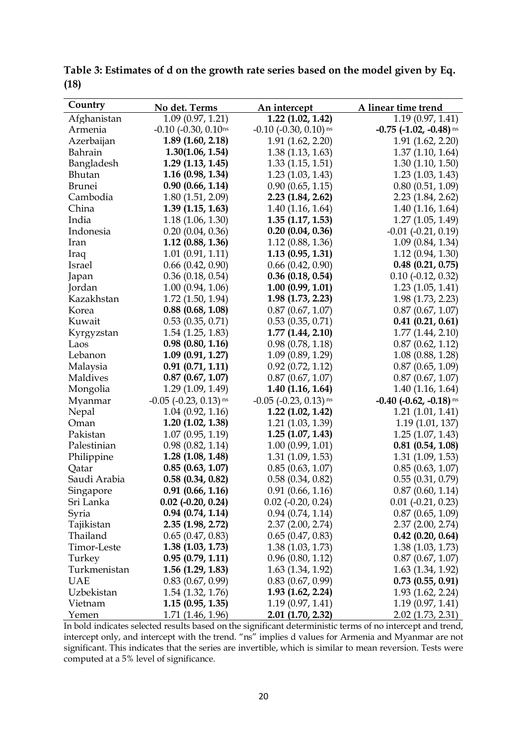**Table 3: Estimates of d on the growth rate series based on the model given by Eq. (18)**

| Country | No det. Terms | An intercept | A linear time trend |
|---|---|---|---|
| Afghanistan | 1.09 (0.97, 1.21) | **1.22 (1.02, 1.42)** | 1.19 (0.97, 1.41) |
| Armenia | -0.10 (-0.30, 0.10$^{ns}$ | -0.10 (-0.30, 0.10) $^{ns}$ | **-0.75 (-1.02, -0.48)** $^{ns}$ |
| Azerbaijan | **1.89 (1.60, 2.18)** | 1.91 (1.62, 2.20) | 1.91 (1.62, 2.20) |
| Bahrain | **1.30(1.06, 1.54)** | 1.38 (1.13, 1.63) | 1.37 (1.10, 1.64) |
| Bangladesh | **1.29 (1.13, 1.45)** | 1.33 (1.15, 1.51) | 1.30 (1.10, 1.50) |
| Bhutan | **1.16 (0.98, 1.34)** | 1.23 (1.03, 1.43) | 1.23 (1.03, 1.43) |
| Brunei | **0.90 (0.66, 1.14)** | 0.90 (0.65, 1.15) | 0.80 (0.51, 1.09) |
| Cambodia | 1.80 (1.51, 2.09) | **2.23 (1.84, 2.62)** | 2.23 (1.84, 2.62) |
| China | **1.39 (1.15, 1.63)** | 1.40 (1.16, 1.64) | 1.40 (1.16, 1.64) |
| India | 1.18 (1.06, 1.30) | **1.35 (1.17, 1.53)** | 1.27 (1.05, 1.49) |
| Indonesia | 0.20 (0.04, 0.36) | **0.20 (0.04, 0.36)** | -0.01 (-0.21, 0.19) |
| Iran | **1.12 (0.88, 1.36)** | 1.12 (0.88, 1.36) | 1.09 (0.84, 1.34) |
| Iraq | 1.01 (0.91, 1.11) | **1.13 (0.95, 1.31)** | 1.12 (0.94, 1.30) |
| Israel | 0.66 (0.42, 0.90) | 0.66 (0.42, 0.90) | **0.48 (0.21, 0.75)** |
| Japan | 0.36 (0.18, 0.54) | **0.36 (0.18, 0.54)** | 0.10 (-0.12, 0.32) |
| Jordan | 1.00 (0.94, 1.06) | **1.00 (0.99, 1.01)** | 1.23 (1.05, 1.41) |
| Kazakhstan | 1.72 (1.50, 1.94) | **1.98 (1.73, 2.23)** | 1.98 (1.73, 2.23) |
| Korea | **0.88 (0.68, 1.08)** | 0.87 (0.67, 1.07) | 0.87 (0.67, 1.07) |
| Kuwait | 0.53 (0.35, 0.71) | 0.53 (0.35, 0.71) | **0.41 (0.21, 0.61)** |
| Kyrgyzstan | 1.54 (1.25, 1.83) | **1.77 (1.44, 2.10)** | 1.77 (1.44, 2.10) |
| Laos | **0.98 (0.80, 1.16)** | 0.98 (0.78, 1.18) | 0.87 (0.62, 1.12) |
| Lebanon | **1.09 (0.91, 1.27)** | 1.09 (0.89, 1.29) | 1.08 (0.88, 1.28) |
| Malaysia | **0.91 (0.71, 1.11)** | 0.92 (0.72, 1.12) | 0.87 (0.65, 1.09) |
| Maldives | **0.87 (0.67, 1.07)** | 0.87 (0.67, 1.07) | 0.87 (0.67, 1.07) |
| Mongolia | 1.29 (1.09, 1.49) | **1.40 (1.16, 1.64)** | 1.40 (1.16, 1.64) |
| Myanmar | -0.05 (-0.23, 0.13) $^{ns}$ | -0.05 (-0.23, 0.13) $^{ns}$ | **-0.40 (-0.62, -0.18)** $^{ns}$ |
| Nepal | 1.04 (0.92, 1.16) | **1.22 (1.02, 1.42)** | 1.21 (1.01, 1.41) |
| Oman | **1.20 (1.02, 1.38)** | 1.21 (1.03, 1.39) | 1.19 (1.01, 137) |
| Pakistan | 1.07 (0.95, 1.19) | **1.25 (1.07, 1.43)** | 1.25 (1.07, 1.43) |
| Palestinian | 0.98 (0.82, 1.14) | 1.00 (0.99, 1.01) | **0.81 (0.54, 1.08)** |
| Philippine | **1.28 (1.08, 1.48)** | 1.31 (1.09, 1.53) | 1.31 (1.09, 1.53) |
| Qatar | **0.85 (0.63, 1.07)** | 0.85 (0.63, 1.07) | 0.85 (0.63, 1.07) |
| Saudi Arabia | **0.58 (0.34, 0.82)** | 0.58 (0.34, 0.82) | 0.55 (0.31, 0.79) |
| Singapore | **0.91 (0.66, 1.16)** | 0.91 (0.66, 1.16) | 0.87 (0.60, 1.14) |
| Sri Lanka | **0.02 (-0.20, 0.24)** | 0.02 (-0.20, 0.24) | 0.01 (-0.21, 0.23) |
| Syria | **0.94 (0.74, 1.14)** | 0.94 (0.74, 1.14) | 0.87 (0.65, 1.09) |
| Tajikistan | **2.35 (1.98, 2.72)** | 2.37 (2.00, 2.74) | 2.37 (2.00, 2.74) |
| Thailand | 0.65 (0.47, 0.83) | 0.65 (0.47, 0.83) | **0.42 (0.20, 0.64)** |
| Timor-Leste | **1.38 (1.03, 1.73)** | 1.38 (1.03, 1.73) | 1.38 (1.03, 1.73) |
| Turkey | **0.95 (0.79, 1.11)** | 0.96 (0.80, 1.12) | 0.87 (0.67, 1.07) |
| Turkmenistan | **1.56 (1.29, 1.83)** | 1.63 (1.34, 1.92) | 1.63 (1.34, 1.92) |
| UAE | 0.83 (0.67, 0.99) | 0.83 (0.67, 0.99) | **0.73 (0.55, 0.91)** |
| Uzbekistan | 1.54 (1.32, 1.76) | **1.93 (1.62, 2.24)** | 1.93 (1.62, 2.24) |
| Vietnam | **1.15 (0.95, 1.35)** | 1.19 (0.97, 1.41) | 1.19 (0.97, 1.41) |
| Yemen | 1.71 (1.46, 1.96) | **2.01 (1.70, 2.32)** | 2.02 (1.73, 2.31) |

In bold indicates selected results based on the significant deterministic terms of no intercept and trend, intercept only, and intercept with the trend. "ns" implies d values for Armenia and Myanmar are not significant. This indicates that the series are invertible, which is similar to mean reversion. Tests were computed at a 5% level of significance.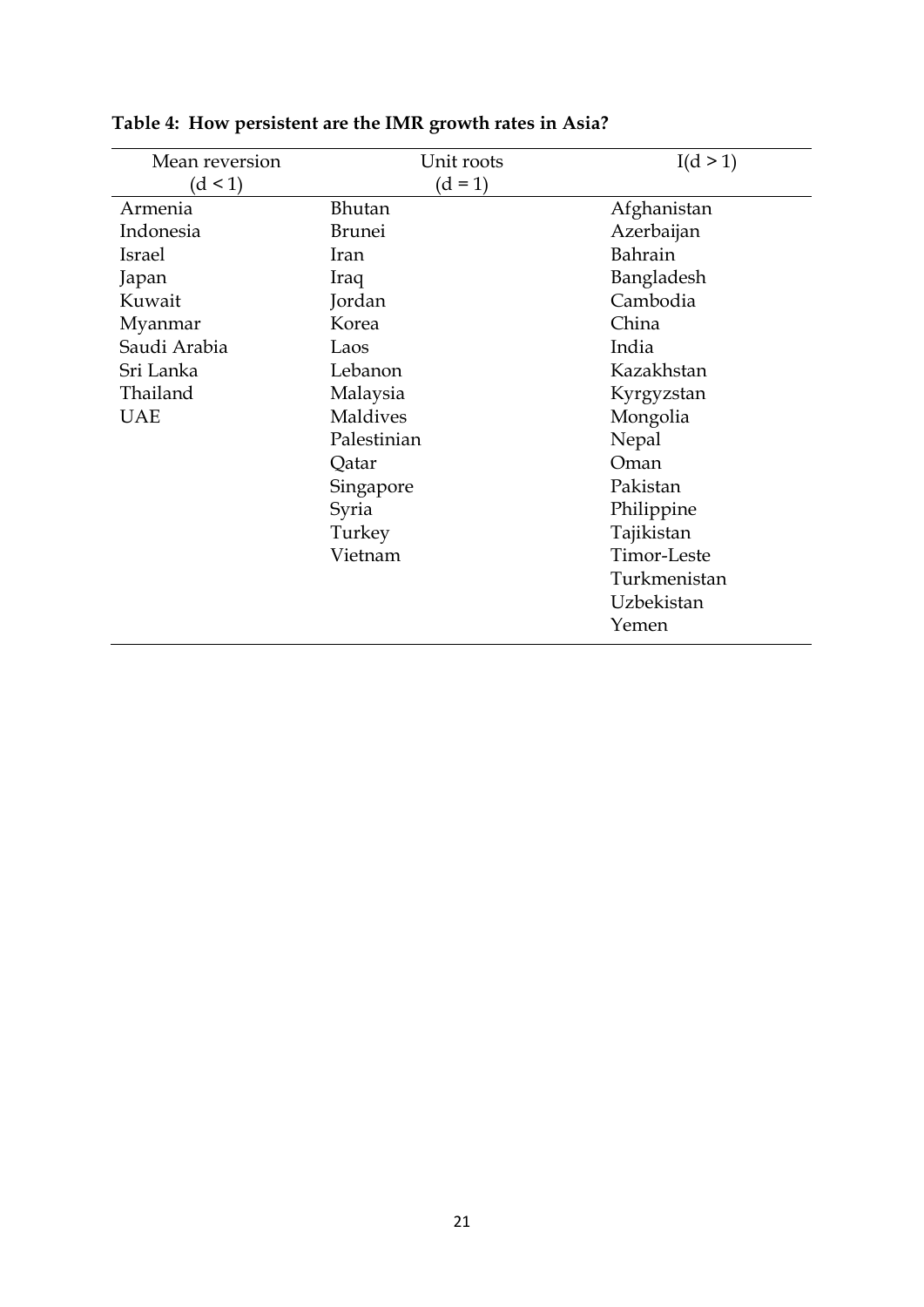**Table 4: How persistent are the IMR growth rates in Asia?**

| Mean reversion ($d < 1$) | Unit roots ($d = 1$) | I($d > 1$) |
|---|---|---|
| Armenia | Bhutan | Afghanistan |
| Indonesia | Brunei | Azerbaijan |
| Israel | Iran | Bahrain |
| Japan | Iraq | Bangladesh |
| Kuwait | Jordan | Cambodia |
| Myanmar | Korea | China |
| Saudi Arabia | Laos | India |
| Sri Lanka | Lebanon | Kazakhstan |
| Thailand | Malaysia | Kyrgyzstan |
| UAE | Maldives | Mongolia |
| | Palestinian | Nepal |
| | Qatar | Oman |
| | Singapore | Pakistan |
| | Syria | Philippine |
| | Turkey | Tajikistan |
| | Vietnam | Timor-Leste |
| | | Turkmenistan |
| | | Uzbekistan |
| | | Yemen |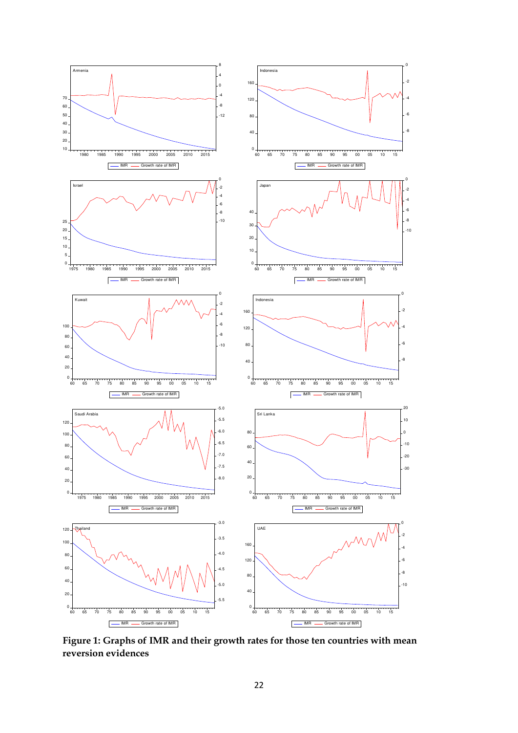Armenia

8
4
0
-4
-8
-12

70
60
50
40
30
20
10

1980 1985 1990 1995 2000 2005 2010 2015

IMR —— Growth rate of IMR

Indonesia

0
-2
-4
-6
-8

160
120
80
40
0

60 65 70 75 80 85 90 95 00 05 10 15

IMR —— Growth rate of IMR

Israel

0
-2
-4
-6
-8
-10

25
20
15
10
5
0

1975 1980 1985 1990 1995 2000 2005 2010 2015

IMR —— Growth rate of IMR

Japan

0
-2
-4
-6
-8
-10

40
30
20
10
0

60 65 70 75 80 85 90 95 00 05 10 15

IMR —— Growth rate of IMR

Kuwait

0
-2
-4
-6
-8
-10

100
80
60
40
20
0

60 65 70 75 80 85 90 95 00 05 10 15

IMR —— Growth rate of IMR

Indonesia

0
-2
-4
-6
-8

160
120
80
40
0

60 65 70 75 80 85 90 95 00 05 10 15

IMR —— Growth rate of IMR

Saudi Arabia

-5.0
-5.5
-6.0
-6.5
-7.0
-7.5
-8.0

120
100
80
60
40
20
0

1975 1980 1985 1990 1995 2000 2005 2010 2015

IMR —— Growth rate of IMR

Sri Lanka

20
10
0
-10
-20
-30

80
60
40
20
0

60 65 70 75 80 85 90 95 00 05 10 15

IMR —— Growth rate of IMR

Thailand

-3.0
-3.5
-4.0
-4.5
-5.0
-5.5

120
100
80
60
40
20
0

60 65 70 75 80 85 90 95 00 05 10 15

IMR —— Growth rate of IMR

UAE

0
-2
-4
-6
-8
-10

160
120
80
40
0

60 65 70 75 80 85 90 95 00 05 10 15

IMR —— Growth rate of IMR

**Figure 1: Graphs of IMR and their growth rates for those ten countries with mean reversion evidences**